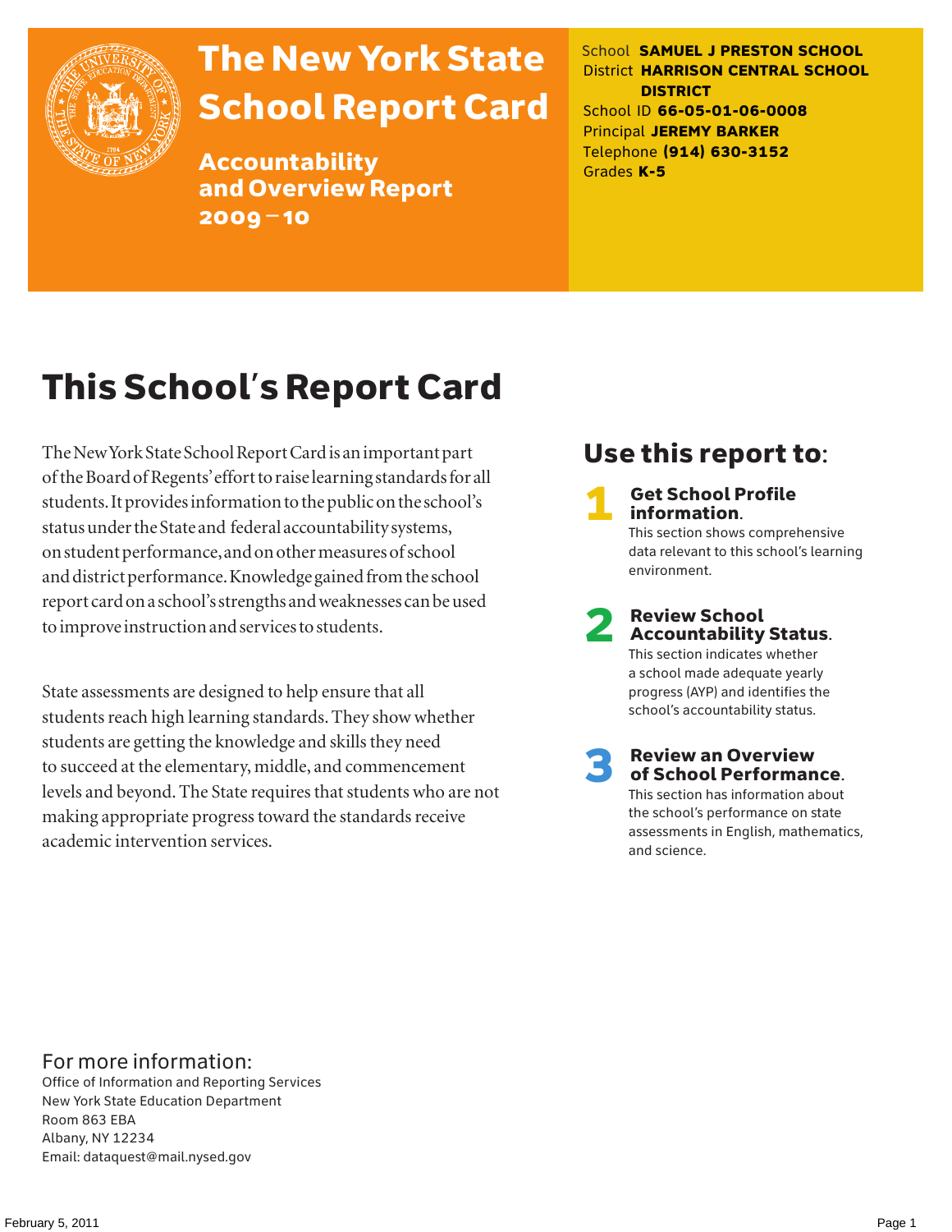# The New York State School Report Card

## Accountability and Overview Report 2009–10

School **SAMUEL J PRESTON SCHOOL**
District **HARRISON CENTRAL SCHOOL DISTRICT**
School ID **66-05-01-06-0008**
Principal **JEREMY BARKER**
Telephone **(914) 630-3152**
Grades **K-5**

# This School's Report Card

The New York State School Report Card is an important part of the Board of Regents' effort to raise learning standards for all students. It provides information to the public on the school's status under the State and federal accountability systems, on student performance, and on other measures of school and district performance. Knowledge gained from the school report card on a school's strengths and weaknesses can be used to improve instruction and services to students.

State assessments are designed to help ensure that all students reach high learning standards. They show whether students are getting the knowledge and skills they need to succeed at the elementary, middle, and commencement levels and beyond. The State requires that students who are not making appropriate progress toward the standards receive academic intervention services.

## Use this report to:

1. **Get School Profile information.**
   This section shows comprehensive data relevant to this school's learning environment.

2. **Review School Accountability Status.**
   This section indicates whether a school made adequate yearly progress (AYP) and identifies the school's accountability status.

3. **Review an Overview of School Performance.**
   This section has information about the school's performance on state assessments in English, mathematics, and science.

## For more information:

Office of Information and Reporting Services
New York State Education Department
Room 863 EBA
Albany, NY 12234
Email: dataquest@mail.nysed.gov

February 5, 2011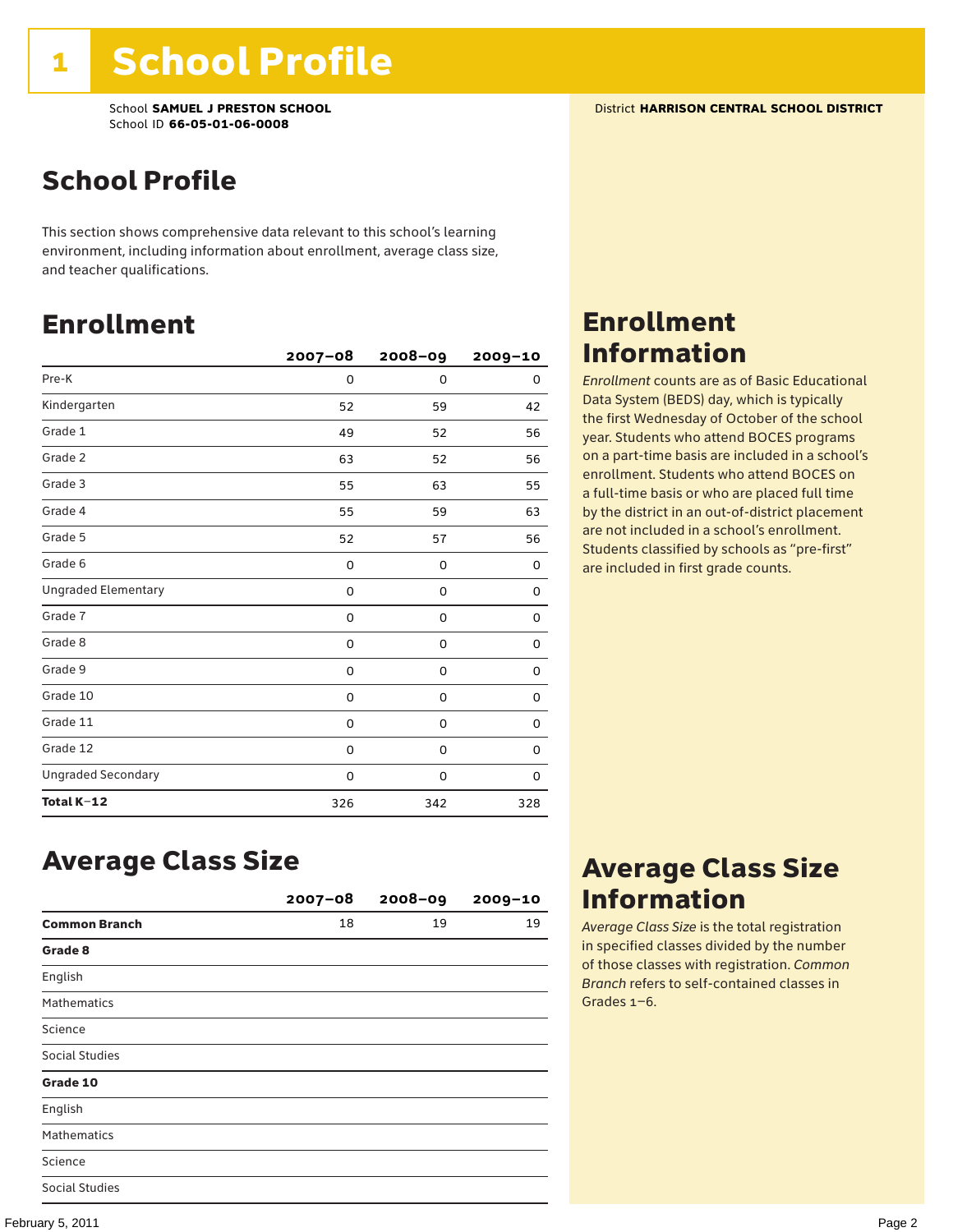# 1 School Profile

School **SAMUEL J PRESTON SCHOOL**
School ID **66-05-01-06-0008**

District **HARRISON CENTRAL SCHOOL DISTRICT**

## School Profile

This section shows comprehensive data relevant to this school's learning environment, including information about enrollment, average class size, and teacher qualifications.

## Enrollment

| | 2007–08 | 2008–09 | 2009–10 |
|---|---|---|---|
| Pre-K | 0 | 0 | 0 |
| Kindergarten | 52 | 59 | 42 |
| Grade 1 | 49 | 52 | 56 |
| Grade 2 | 63 | 52 | 56 |
| Grade 3 | 55 | 63 | 55 |
| Grade 4 | 55 | 59 | 63 |
| Grade 5 | 52 | 57 | 56 |
| Grade 6 | 0 | 0 | 0 |
| Ungraded Elementary | 0 | 0 | 0 |
| Grade 7 | 0 | 0 | 0 |
| Grade 8 | 0 | 0 | 0 |
| Grade 9 | 0 | 0 | 0 |
| Grade 10 | 0 | 0 | 0 |
| Grade 11 | 0 | 0 | 0 |
| Grade 12 | 0 | 0 | 0 |
| Ungraded Secondary | 0 | 0 | 0 |
| **Total K–12** | 326 | 342 | 328 |

## Enrollment Information

*Enrollment* counts are as of Basic Educational Data System (BEDS) day, which is typically the first Wednesday of October of the school year. Students who attend BOCES programs on a part-time basis are included in a school's enrollment. Students who attend BOCES on a full-time basis or who are placed full time by the district in an out-of-district placement are not included in a school's enrollment. Students classified by schools as "pre-first" are included in first grade counts.

## Average Class Size

| | 2007–08 | 2008–09 | 2009–10 |
|---|---|---|---|
| **Common Branch** | 18 | 19 | 19 |
| **Grade 8** | | | |
| English | | | |
| Mathematics | | | |
| Science | | | |
| Social Studies | | | |
| **Grade 10** | | | |
| English | | | |
| Mathematics | | | |
| Science | | | |
| Social Studies | | | |

## Average Class Size Information

*Average Class Size* is the total registration in specified classes divided by the number of those classes with registration. *Common Branch* refers to self-contained classes in Grades 1–6.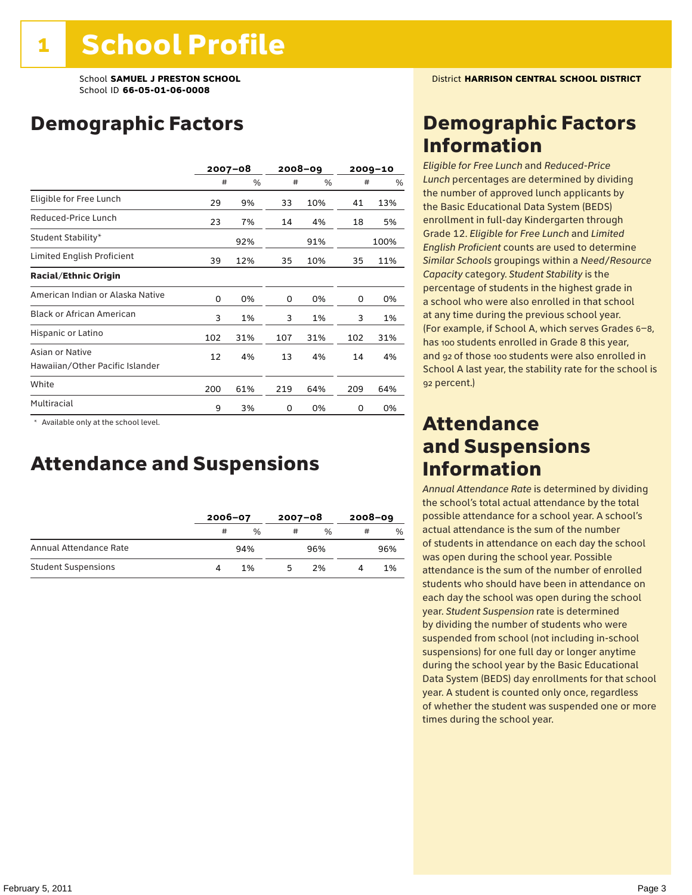# 1 School Profile

School **SAMUEL J PRESTON SCHOOL**
School ID **66-05-01-06-0008**

District **HARRISON CENTRAL SCHOOL DISTRICT**

## Demographic Factors

| | 2007–08 | | 2008–09 | | 2009–10 | |
|---|---|---|---|---|---|---|
| | # | % | # | % | # | % |
| Eligible for Free Lunch | 29 | 9% | 33 | 10% | 41 | 13% |
| Reduced-Price Lunch | 23 | 7% | 14 | 4% | 18 | 5% |
| Student Stability* | | 92% | | 91% | | 100% |
| Limited English Proficient | 39 | 12% | 35 | 10% | 35 | 11% |
| **Racial/Ethnic Origin** | | | | | | |
| American Indian or Alaska Native | 0 | 0% | 0 | 0% | 0 | 0% |
| Black or African American | 3 | 1% | 3 | 1% | 3 | 1% |
| Hispanic or Latino | 102 | 31% | 107 | 31% | 102 | 31% |
| Asian or Native Hawaiian/Other Pacific Islander | 12 | 4% | 13 | 4% | 14 | 4% |
| White | 200 | 61% | 219 | 64% | 209 | 64% |
| Multiracial | 9 | 3% | 0 | 0% | 0 | 0% |

\* Available only at the school level.

## Attendance and Suspensions

| | 2006–07 | | 2007–08 | | 2008–09 | |
|---|---|---|---|---|---|---|
| | # | % | # | % | # | % |
| Annual Attendance Rate | | 94% | | 96% | | 96% |
| Student Suspensions | 4 | 1% | 5 | 2% | 4 | 1% |

## Demographic Factors Information

*Eligible for Free Lunch* and *Reduced-Price Lunch* percentages are determined by dividing the number of approved lunch applicants by the Basic Educational Data System (BEDS) enrollment in full-day Kindergarten through Grade 12. *Eligible for Free Lunch* and *Limited English Proficient* counts are used to determine *Similar Schools* groupings within a *Need/Resource Capacity* category. *Student Stability* is the percentage of students in the highest grade in a school who were also enrolled in that school at any time during the previous school year. (For example, if School A, which serves Grades 6–8, has 100 students enrolled in Grade 8 this year, and 92 of those 100 students were also enrolled in School A last year, the stability rate for the school is 92 percent.)

## Attendance and Suspensions Information

*Annual Attendance Rate* is determined by dividing the school's total actual attendance by the total possible attendance for a school year. A school's actual attendance is the sum of the number of students in attendance on each day the school was open during the school year. Possible attendance is the sum of the number of enrolled students who should have been in attendance on each day the school was open during the school year. *Student Suspension* rate is determined by dividing the number of students who were suspended from school (not including in-school suspensions) for one full day or longer anytime during the school year by the Basic Educational Data System (BEDS) day enrollments for that school year. A student is counted only once, regardless of whether the student was suspended one or more times during the school year.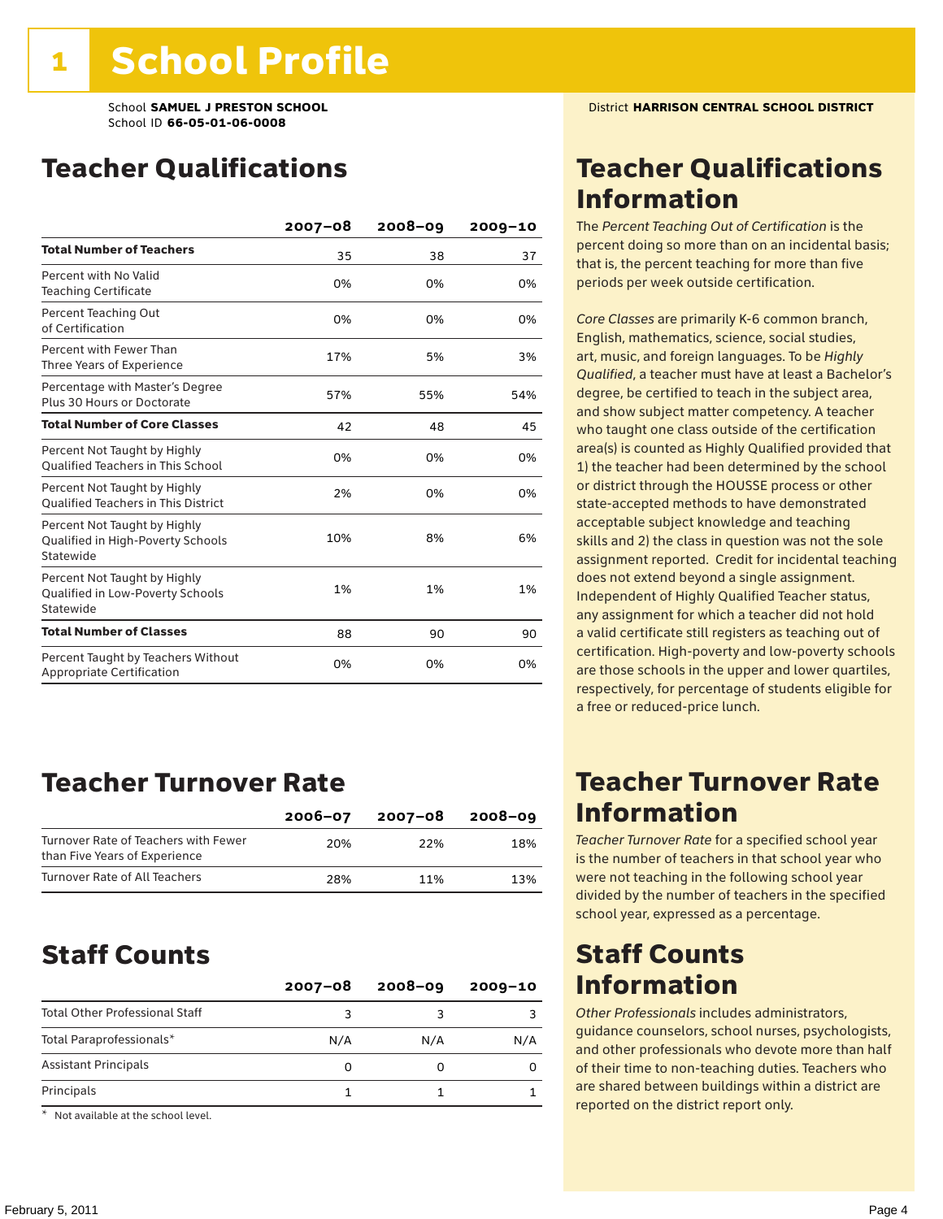# 1 School Profile

School **SAMUEL J PRESTON SCHOOL**
School ID **66-05-01-06-0008**

District **HARRISON CENTRAL SCHOOL DISTRICT**

## Teacher Qualifications

| | 2007–08 | 2008–09 | 2009–10 |
|---|---|---|---|
| **Total Number of Teachers** | 35 | 38 | 37 |
| Percent with No Valid Teaching Certificate | 0% | 0% | 0% |
| Percent Teaching Out of Certification | 0% | 0% | 0% |
| Percent with Fewer Than Three Years of Experience | 17% | 5% | 3% |
| Percentage with Master's Degree Plus 30 Hours or Doctorate | 57% | 55% | 54% |
| **Total Number of Core Classes** | 42 | 48 | 45 |
| Percent Not Taught by Highly Qualified Teachers in This School | 0% | 0% | 0% |
| Percent Not Taught by Highly Qualified Teachers in This District | 2% | 0% | 0% |
| Percent Not Taught by Highly Qualified in High-Poverty Schools Statewide | 10% | 8% | 6% |
| Percent Not Taught by Highly Qualified in Low-Poverty Schools Statewide | 1% | 1% | 1% |
| **Total Number of Classes** | 88 | 90 | 90 |
| Percent Taught by Teachers Without Appropriate Certification | 0% | 0% | 0% |

## Teacher Qualifications Information

The *Percent Teaching Out of Certification* is the percent doing so more than on an incidental basis; that is, the percent teaching for more than five periods per week outside certification.

*Core Classes* are primarily K-6 common branch, English, mathematics, science, social studies, art, music, and foreign languages. To be *Highly Qualified*, a teacher must have at least a Bachelor's degree, be certified to teach in the subject area, and show subject matter competency. A teacher who taught one class outside of the certification area(s) is counted as Highly Qualified provided that 1) the teacher had been determined by the school or district through the HOUSSE process or other state-accepted methods to have demonstrated acceptable subject knowledge and teaching skills and 2) the class in question was not the sole assignment reported. Credit for incidental teaching does not extend beyond a single assignment. Independent of Highly Qualified Teacher status, any assignment for which a teacher did not hold a valid certificate still registers as teaching out of certification. High-poverty and low-poverty schools are those schools in the upper and lower quartiles, respectively, for percentage of students eligible for a free or reduced-price lunch.

## Teacher Turnover Rate

| | 2006–07 | 2007–08 | 2008–09 |
|---|---|---|---|
| Turnover Rate of Teachers with Fewer than Five Years of Experience | 20% | 22% | 18% |
| Turnover Rate of All Teachers | 28% | 11% | 13% |

## Teacher Turnover Rate Information

*Teacher Turnover Rate* for a specified school year is the number of teachers in that school year who were not teaching in the following school year divided by the number of teachers in the specified school year, expressed as a percentage.

## Staff Counts

| | 2007–08 | 2008–09 | 2009–10 |
|---|---|---|---|
| Total Other Professional Staff | 3 | 3 | 3 |
| Total Paraprofessionals* | N/A | N/A | N/A |
| Assistant Principals | 0 | 0 | 0 |
| Principals | 1 | 1 | 1 |

\* Not available at the school level.

## Staff Counts Information

*Other Professionals* includes administrators, guidance counselors, school nurses, psychologists, and other professionals who devote more than half of their time to non-teaching duties. Teachers who are shared between buildings within a district are reported on the district report only.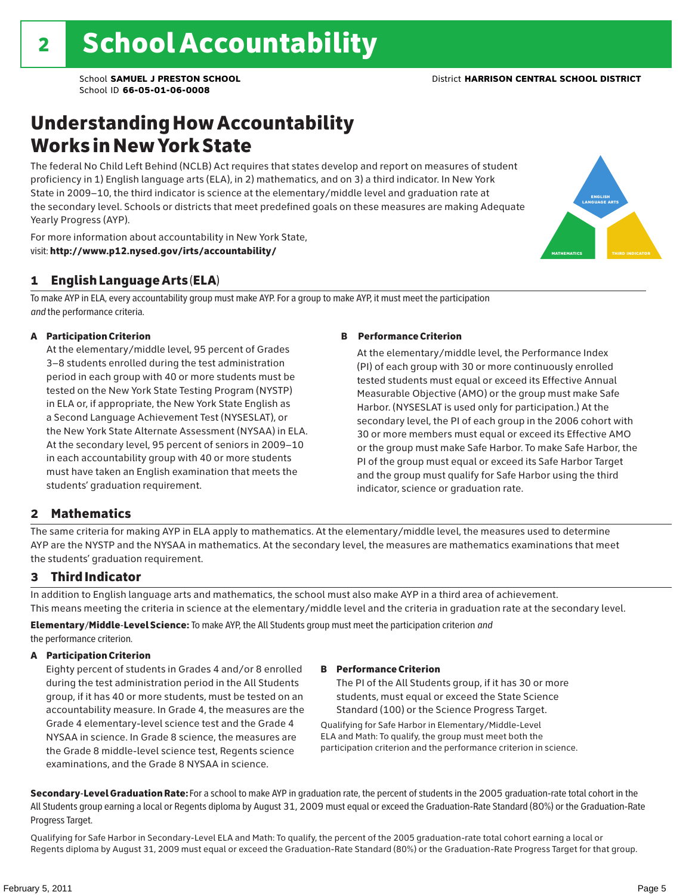# 2 School Accountability

School **SAMUEL J PRESTON SCHOOL**
School ID **66-05-01-06-0008**

District **HARRISON CENTRAL SCHOOL DISTRICT**

## Understanding How Accountability Works in New York State

The federal No Child Left Behind (NCLB) Act requires that states develop and report on measures of student proficiency in 1) English language arts (ELA), in 2) mathematics, and on 3) a third indicator. In New York State in 2009–10, the third indicator is science at the elementary/middle level and graduation rate at the secondary level. Schools or districts that meet predefined goals on these measures are making Adequate Yearly Progress (AYP).

For more information about accountability in New York State, visit: **http://www.p12.nysed.gov/irts/accountability/**

ENGLISH LANGUAGE ARTS
MATHEMATICS
THIRD INDICATOR

### 1 English Language Arts (ELA)

To make AYP in ELA, every accountability group must make AYP. For a group to make AYP, it must meet the participation *and* the performance criteria.

**A Participation Criterion**

At the elementary/middle level, 95 percent of Grades 3–8 students enrolled during the test administration period in each group with 40 or more students must be tested on the New York State Testing Program (NYSTP) in ELA or, if appropriate, the New York State English as a Second Language Achievement Test (NYSESLAT), or the New York State Alternate Assessment (NYSAA) in ELA. At the secondary level, 95 percent of seniors in 2009–10 in each accountability group with 40 or more students must have taken an English examination that meets the students' graduation requirement.

**B Performance Criterion**

At the elementary/middle level, the Performance Index (PI) of each group with 30 or more continuously enrolled tested students must equal or exceed its Effective Annual Measurable Objective (AMO) or the group must make Safe Harbor. (NYSESLAT is used only for participation.) At the secondary level, the PI of each group in the 2006 cohort with 30 or more members must equal or exceed its Effective AMO or the group must make Safe Harbor. To make Safe Harbor, the PI of the group must equal or exceed its Safe Harbor Target and the group must qualify for Safe Harbor using the third indicator, science or graduation rate.

### 2 Mathematics

The same criteria for making AYP in ELA apply to mathematics. At the elementary/middle level, the measures used to determine AYP are the NYSTP and the NYSAA in mathematics. At the secondary level, the measures are mathematics examinations that meet the students' graduation requirement.

### 3 Third Indicator

In addition to English language arts and mathematics, the school must also make AYP in a third area of achievement. This means meeting the criteria in science at the elementary/middle level and the criteria in graduation rate at the secondary level.

**Elementary/Middle-Level Science:** To make AYP, the All Students group must meet the participation criterion *and* the performance criterion.

**A Participation Criterion**

Eighty percent of students in Grades 4 and/or 8 enrolled during the test administration period in the All Students group, if it has 40 or more students, must be tested on an accountability measure. In Grade 4, the measures are the Grade 4 elementary-level science test and the Grade 4 NYSAA in science. In Grade 8 science, the measures are the Grade 8 middle-level science test, Regents science examinations, and the Grade 8 NYSAA in science.

**B Performance Criterion**

The PI of the All Students group, if it has 30 or more students, must equal or exceed the State Science Standard (100) or the Science Progress Target.

Qualifying for Safe Harbor in Elementary/Middle-Level ELA and Math: To qualify, the group must meet both the participation criterion and the performance criterion in science.

**Secondary-Level Graduation Rate:** For a school to make AYP in graduation rate, the percent of students in the 2005 graduation-rate total cohort in the All Students group earning a local or Regents diploma by August 31, 2009 must equal or exceed the Graduation-Rate Standard (80%) or the Graduation-Rate Progress Target.

Qualifying for Safe Harbor in Secondary-Level ELA and Math: To qualify, the percent of the 2005 graduation-rate total cohort earning a local or Regents diploma by August 31, 2009 must equal or exceed the Graduation-Rate Standard (80%) or the Graduation-Rate Progress Target for that group.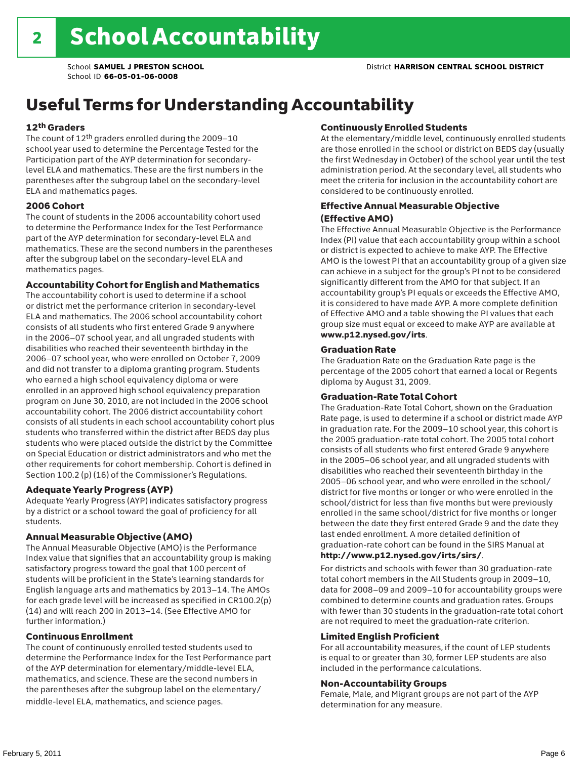# 2 School Accountability

School **SAMUEL J PRESTON SCHOOL**
School ID **66-05-01-06-0008**

District **HARRISON CENTRAL SCHOOL DISTRICT**

## Useful Terms for Understanding Accountability

### 12th Graders

The count of 12th graders enrolled during the 2009–10 school year used to determine the Percentage Tested for the Participation part of the AYP determination for secondary-level ELA and mathematics. These are the first numbers in the parentheses after the subgroup label on the secondary-level ELA and mathematics pages.

### 2006 Cohort

The count of students in the 2006 accountability cohort used to determine the Performance Index for the Test Performance part of the AYP determination for secondary-level ELA and mathematics. These are the second numbers in the parentheses after the subgroup label on the secondary-level ELA and mathematics pages.

### Accountability Cohort for English and Mathematics

The accountability cohort is used to determine if a school or district met the performance criterion in secondary-level ELA and mathematics. The 2006 school accountability cohort consists of all students who first entered Grade 9 anywhere in the 2006–07 school year, and all ungraded students with disabilities who reached their seventeenth birthday in the 2006–07 school year, who were enrolled on October 7, 2009 and did not transfer to a diploma granting program. Students who earned a high school equivalency diploma or were enrolled in an approved high school equivalency preparation program on June 30, 2010, are not included in the 2006 school accountability cohort. The 2006 district accountability cohort consists of all students in each school accountability cohort plus students who transferred within the district after BEDS day plus students who were placed outside the district by the Committee on Special Education or district administrators and who met the other requirements for cohort membership. Cohort is defined in Section 100.2 (p) (16) of the Commissioner's Regulations.

### Adequate Yearly Progress (AYP)

Adequate Yearly Progress (AYP) indicates satisfactory progress by a district or a school toward the goal of proficiency for all students.

### Annual Measurable Objective (AMO)

The Annual Measurable Objective (AMO) is the Performance Index value that signifies that an accountability group is making satisfactory progress toward the goal that 100 percent of students will be proficient in the State's learning standards for English language arts and mathematics by 2013–14. The AMOs for each grade level will be increased as specified in CR100.2(p)(14) and will reach 200 in 2013–14. (See Effective AMO for further information.)

### Continuous Enrollment

The count of continuously enrolled tested students used to determine the Performance Index for the Test Performance part of the AYP determination for elementary/middle-level ELA, mathematics, and science. These are the second numbers in the parentheses after the subgroup label on the elementary/middle-level ELA, mathematics, and science pages.

### Continuously Enrolled Students

At the elementary/middle level, continuously enrolled students are those enrolled in the school or district on BEDS day (usually the first Wednesday in October) of the school year until the test administration period. At the secondary level, all students who meet the criteria for inclusion in the accountability cohort are considered to be continuously enrolled.

### Effective Annual Measurable Objective (Effective AMO)

The Effective Annual Measurable Objective is the Performance Index (PI) value that each accountability group within a school or district is expected to achieve to make AYP. The Effective AMO is the lowest PI that an accountability group of a given size can achieve in a subject for the group's PI not to be considered significantly different from the AMO for that subject. If an accountability group's PI equals or exceeds the Effective AMO, it is considered to have made AYP. A more complete definition of Effective AMO and a table showing the PI values that each group size must equal or exceed to make AYP are available at **www.p12.nysed.gov/irts**.

### Graduation Rate

The Graduation Rate on the Graduation Rate page is the percentage of the 2005 cohort that earned a local or Regents diploma by August 31, 2009.

### Graduation-Rate Total Cohort

The Graduation-Rate Total Cohort, shown on the Graduation Rate page, is used to determine if a school or district made AYP in graduation rate. For the 2009–10 school year, this cohort is the 2005 graduation-rate total cohort. The 2005 total cohort consists of all students who first entered Grade 9 anywhere in the 2005–06 school year, and all ungraded students with disabilities who reached their seventeenth birthday in the 2005–06 school year, and who were enrolled in the school/district for five months or longer or who were enrolled in the school/district for less than five months but were previously enrolled in the same school/district for five months or longer between the date they first entered Grade 9 and the date they last ended enrollment. A more detailed definition of graduation-rate cohort can be found in the SIRS Manual at **http://www.p12.nysed.gov/irts/sirs/**.

For districts and schools with fewer than 30 graduation-rate total cohort members in the All Students group in 2009–10, data for 2008–09 and 2009–10 for accountability groups were combined to determine counts and graduation rates. Groups with fewer than 30 students in the graduation-rate total cohort are not required to meet the graduation-rate criterion.

### Limited English Proficient

For all accountability measures, if the count of LEP students is equal to or greater than 30, former LEP students are also included in the performance calculations.

### Non-Accountability Groups

Female, Male, and Migrant groups are not part of the AYP determination for any measure.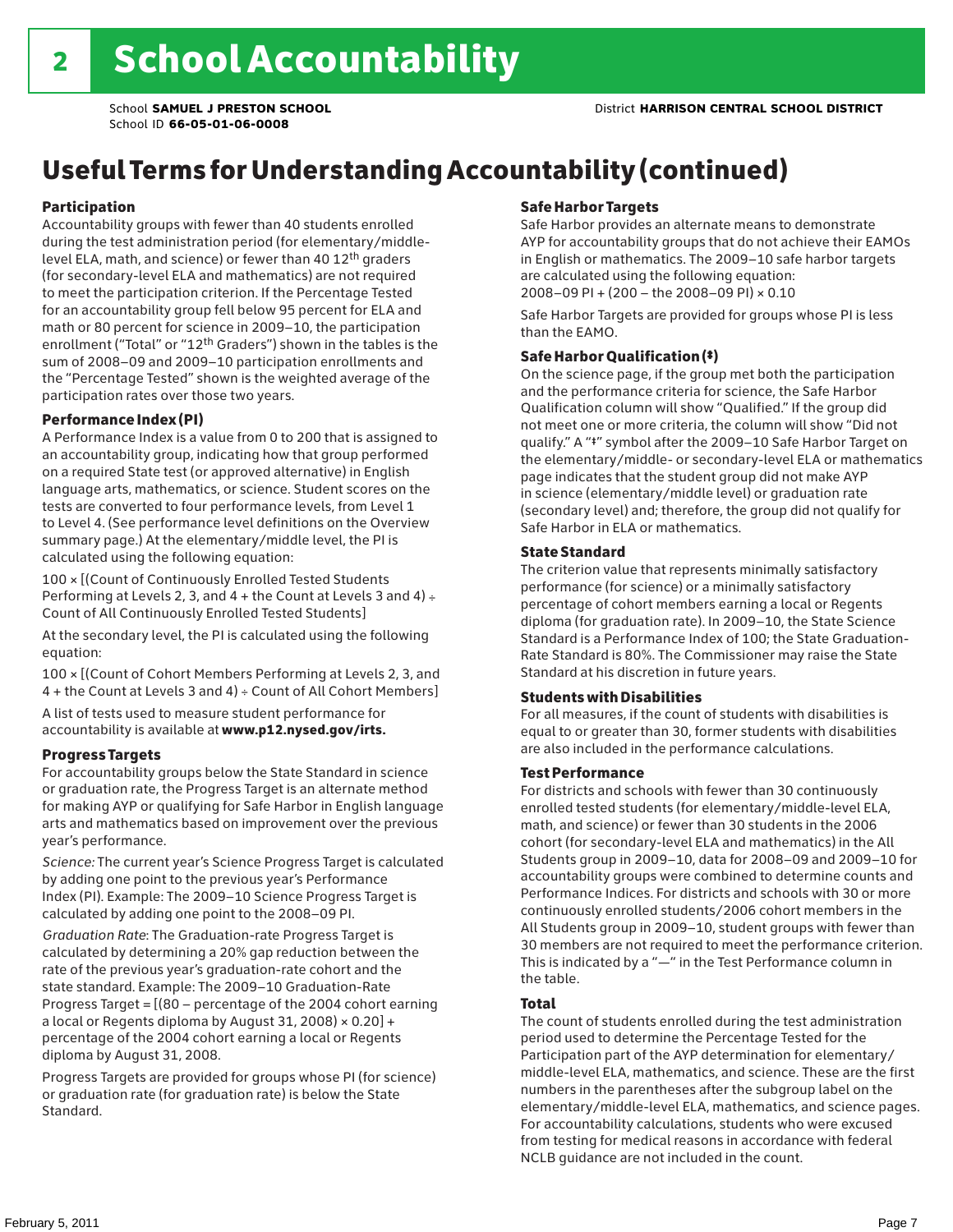# 2 School Accountability

School **SAMUEL J PRESTON SCHOOL** District **HARRISON CENTRAL SCHOOL DISTRICT**
School ID **66-05-01-06-0008**

## Useful Terms for Understanding Accountability (continued)

### Participation

Accountability groups with fewer than 40 students enrolled during the test administration period (for elementary/middle-level ELA, math, and science) or fewer than 40 12th graders (for secondary-level ELA and mathematics) are not required to meet the participation criterion. If the Percentage Tested for an accountability group fell below 95 percent for ELA and math or 80 percent for science in 2009–10, the participation enrollment ("Total" or "12th Graders") shown in the tables is the sum of 2008–09 and 2009–10 participation enrollments and the "Percentage Tested" shown is the weighted average of the participation rates over those two years.

### Performance Index (PI)

A Performance Index is a value from 0 to 200 that is assigned to an accountability group, indicating how that group performed on a required State test (or approved alternative) in English language arts, mathematics, or science. Student scores on the tests are converted to four performance levels, from Level 1 to Level 4. (See performance level definitions on the Overview summary page.) At the elementary/middle level, the PI is calculated using the following equation:

100 × [(Count of Continuously Enrolled Tested Students Performing at Levels 2, 3, and 4 + the Count at Levels 3 and 4) ÷ Count of All Continuously Enrolled Tested Students]

At the secondary level, the PI is calculated using the following equation:

100 × [(Count of Cohort Members Performing at Levels 2, 3, and 4 + the Count at Levels 3 and 4) ÷ Count of All Cohort Members]

A list of tests used to measure student performance for accountability is available at **www.p12.nysed.gov/irts.**

### Progress Targets

For accountability groups below the State Standard in science or graduation rate, the Progress Target is an alternate method for making AYP or qualifying for Safe Harbor in English language arts and mathematics based on improvement over the previous year's performance.

*Science:* The current year's Science Progress Target is calculated by adding one point to the previous year's Performance Index (PI). Example: The 2009–10 Science Progress Target is calculated by adding one point to the 2008–09 PI.

*Graduation Rate*: The Graduation-rate Progress Target is calculated by determining a 20% gap reduction between the rate of the previous year's graduation-rate cohort and the state standard. Example: The 2009–10 Graduation-Rate Progress Target = [(80 – percentage of the 2004 cohort earning a local or Regents diploma by August 31, 2008) × 0.20] + percentage of the 2004 cohort earning a local or Regents diploma by August 31, 2008.

Progress Targets are provided for groups whose PI (for science) or graduation rate (for graduation rate) is below the State Standard.

### Safe Harbor Targets

Safe Harbor provides an alternate means to demonstrate AYP for accountability groups that do not achieve their EAMOs in English or mathematics. The 2009–10 safe harbor targets are calculated using the following equation:
2008–09 PI + (200 – the 2008–09 PI) × 0.10

Safe Harbor Targets are provided for groups whose PI is less than the EAMO.

### Safe Harbor Qualification (‡)

On the science page, if the group met both the participation and the performance criteria for science, the Safe Harbor Qualification column will show "Qualified." If the group did not meet one or more criteria, the column will show "Did not qualify." A "‡" symbol after the 2009–10 Safe Harbor Target on the elementary/middle- or secondary-level ELA or mathematics page indicates that the student group did not make AYP in science (elementary/middle level) or graduation rate (secondary level) and; therefore, the group did not qualify for Safe Harbor in ELA or mathematics.

### State Standard

The criterion value that represents minimally satisfactory performance (for science) or a minimally satisfactory percentage of cohort members earning a local or Regents diploma (for graduation rate). In 2009–10, the State Science Standard is a Performance Index of 100; the State Graduation-Rate Standard is 80%. The Commissioner may raise the State Standard at his discretion in future years.

### Students with Disabilities

For all measures, if the count of students with disabilities is equal to or greater than 30, former students with disabilities are also included in the performance calculations.

### Test Performance

For districts and schools with fewer than 30 continuously enrolled tested students (for elementary/middle-level ELA, math, and science) or fewer than 30 students in the 2006 cohort (for secondary-level ELA and mathematics) in the All Students group in 2009–10, data for 2008–09 and 2009–10 for accountability groups were combined to determine counts and Performance Indices. For districts and schools with 30 or more continuously enrolled students/2006 cohort members in the All Students group in 2009–10, student groups with fewer than 30 members are not required to meet the performance criterion. This is indicated by a "—" in the Test Performance column in the table.

### Total

The count of students enrolled during the test administration period used to determine the Percentage Tested for the Participation part of the AYP determination for elementary/middle-level ELA, mathematics, and science. These are the first numbers in the parentheses after the subgroup label on the elementary/middle-level ELA, mathematics, and science pages. For accountability calculations, students who were excused from testing for medical reasons in accordance with federal NCLB guidance are not included in the count.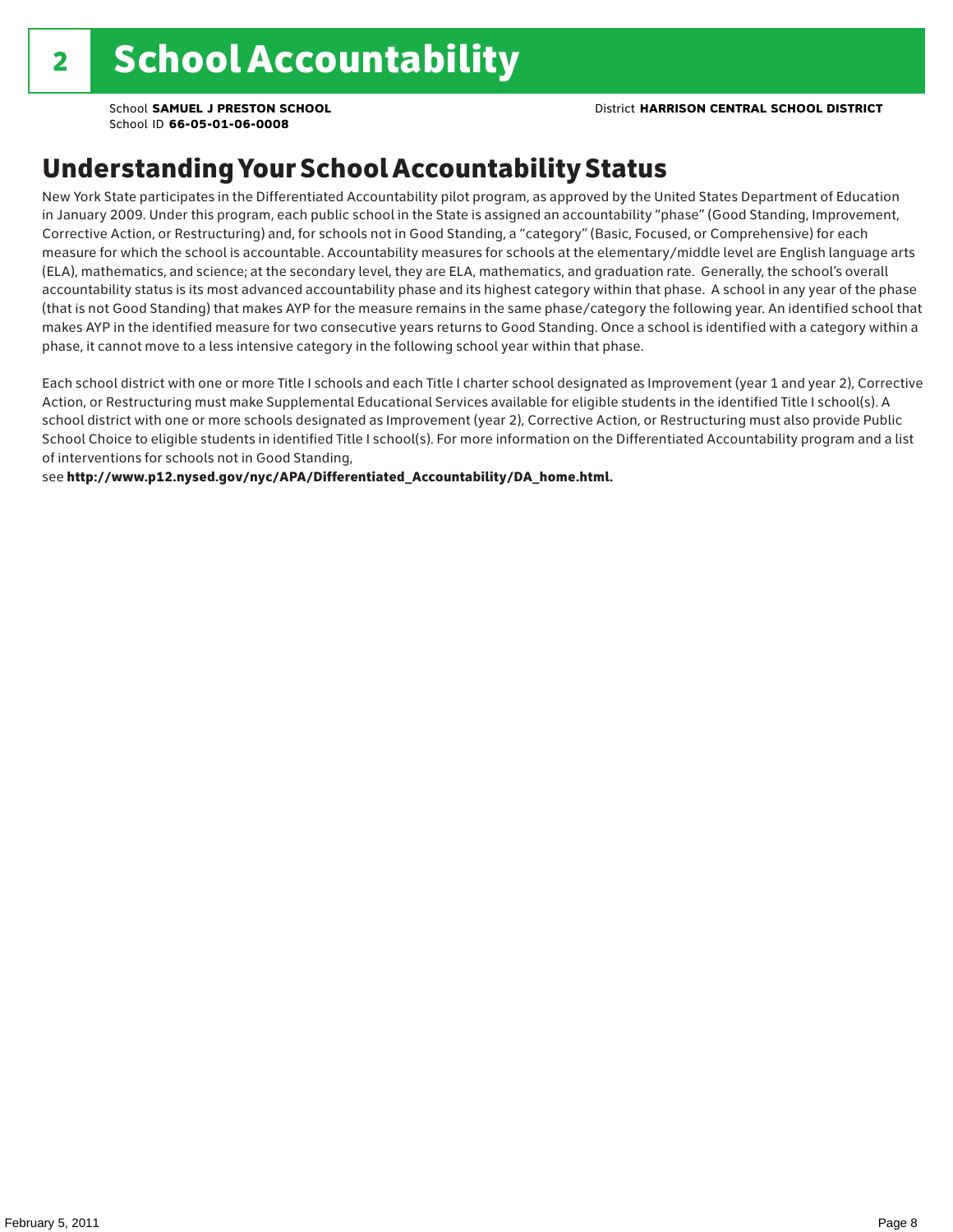# 2 School Accountability

School **SAMUEL J PRESTON SCHOOL**
School ID **66-05-01-06-0008**

District **HARRISON CENTRAL SCHOOL DISTRICT**

## Understanding Your School Accountability Status

New York State participates in the Differentiated Accountability pilot program, as approved by the United States Department of Education in January 2009. Under this program, each public school in the State is assigned an accountability "phase" (Good Standing, Improvement, Corrective Action, or Restructuring) and, for schools not in Good Standing, a "category" (Basic, Focused, or Comprehensive) for each measure for which the school is accountable. Accountability measures for schools at the elementary/middle level are English language arts (ELA), mathematics, and science; at the secondary level, they are ELA, mathematics, and graduation rate. Generally, the school's overall accountability status is its most advanced accountability phase and its highest category within that phase. A school in any year of the phase (that is not Good Standing) that makes AYP for the measure remains in the same phase/category the following year. An identified school that makes AYP in the identified measure for two consecutive years returns to Good Standing. Once a school is identified with a category within a phase, it cannot move to a less intensive category in the following school year within that phase.

Each school district with one or more Title I schools and each Title I charter school designated as Improvement (year 1 and year 2), Corrective Action, or Restructuring must make Supplemental Educational Services available for eligible students in the identified Title I school(s). A school district with one or more schools designated as Improvement (year 2), Corrective Action, or Restructuring must also provide Public School Choice to eligible students in identified Title I school(s). For more information on the Differentiated Accountability program and a list of interventions for schools not in Good Standing,
see **http://www.p12.nysed.gov/nyc/APA/Differentiated_Accountability/DA_home.html.**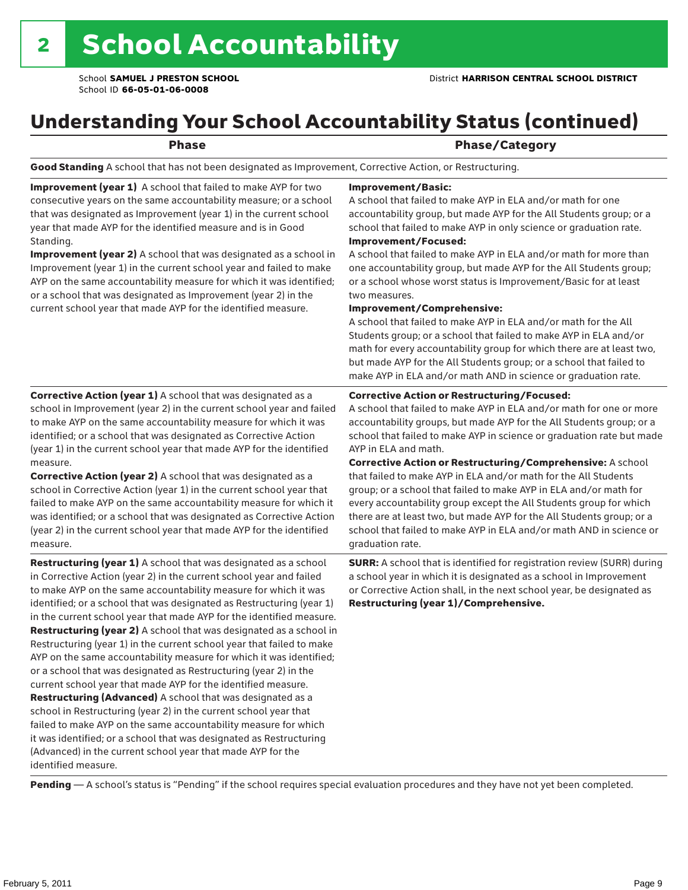# 2 School Accountability

School **SAMUEL J PRESTON SCHOOL**
School ID **66-05-01-06-0008**

District **HARRISON CENTRAL SCHOOL DISTRICT**

## Understanding Your School Accountability Status (continued)

| Phase | Phase/Category |
|---|---|
| **Good Standing** A school that has not been designated as Improvement, Corrective Action, or Restructuring. | |
| **Improvement (year 1)** A school that failed to make AYP for two consecutive years on the same accountability measure; or a school that was designated as Improvement (year 1) in the current school year that made AYP for the identified measure and is in Good Standing. **Improvement (year 2)** A school that was designated as a school in Improvement (year 1) in the current school year and failed to make AYP on the same accountability measure for which it was identified; or a school that was designated as Improvement (year 2) in the current school year that made AYP for the identified measure. | **Improvement/Basic:** A school that failed to make AYP in ELA and/or math for one accountability group, but made AYP for the All Students group; or a school that failed to make AYP in only science or graduation rate. **Improvement/Focused:** A school that failed to make AYP in ELA and/or math for more than one accountability group, but made AYP for the All Students group; or a school whose worst status is Improvement/Basic for at least two measures. **Improvement/Comprehensive:** A school that failed to make AYP in ELA and/or math for the All Students group; or a school that failed to make AYP in ELA and/or math for every accountability group for which there are at least two, but made AYP for the All Students group; or a school that failed to make AYP in ELA and/or math AND in science or graduation rate. |
| **Corrective Action (year 1)** A school that was designated as a school in Improvement (year 2) in the current school year and failed to make AYP on the same accountability measure for which it was identified; or a school that was designated as Corrective Action (year 1) in the current school year that made AYP for the identified measure. **Corrective Action (year 2)** A school that was designated as a school in Corrective Action (year 1) in the current school year that failed to make AYP on the same accountability measure for which it was identified; or a school that was designated as Corrective Action (year 2) in the current school year that made AYP for the identified measure. | **Corrective Action or Restructuring/Focused:** A school that failed to make AYP in ELA and/or math for one or more accountability groups, but made AYP for the All Students group; or a school that failed to make AYP in science or graduation rate but made AYP in ELA and math. **Corrective Action or Restructuring/Comprehensive:** A school that failed to make AYP in ELA and/or math for the All Students group; or a school that failed to make AYP in ELA and/or math for every accountability group except the All Students group for which there are at least two, but made AYP for the All Students group; or a school that failed to make AYP in ELA and/or math AND in science or graduation rate. |
| **Restructuring (year 1)** A school that was designated as a school in Corrective Action (year 2) in the current school year and failed to make AYP on the same accountability measure for which it was identified; or a school that was designated as Restructuring (year 1) in the current school year that made AYP for the identified measure. **Restructuring (year 2)** A school that was designated as a school in Restructuring (year 1) in the current school year that failed to make AYP on the same accountability measure for which it was identified; or a school that was designated as Restructuring (year 2) in the current school year that made AYP for the identified measure. **Restructuring (Advanced)** A school that was designated as a school in Restructuring (year 2) in the current school year that failed to make AYP on the same accountability measure for which it was identified; or a school that was designated as Restructuring (Advanced) in the current school year that made AYP for the identified measure. | **SURR:** A school that is identified for registration review (SURR) during a school year in which it is designated as a school in Improvement or Corrective Action shall, in the next school year, be designated as **Restructuring (year 1)/Comprehensive.** |

**Pending** — A school's status is "Pending" if the school requires special evaluation procedures and they have not yet been completed.

February 5, 2011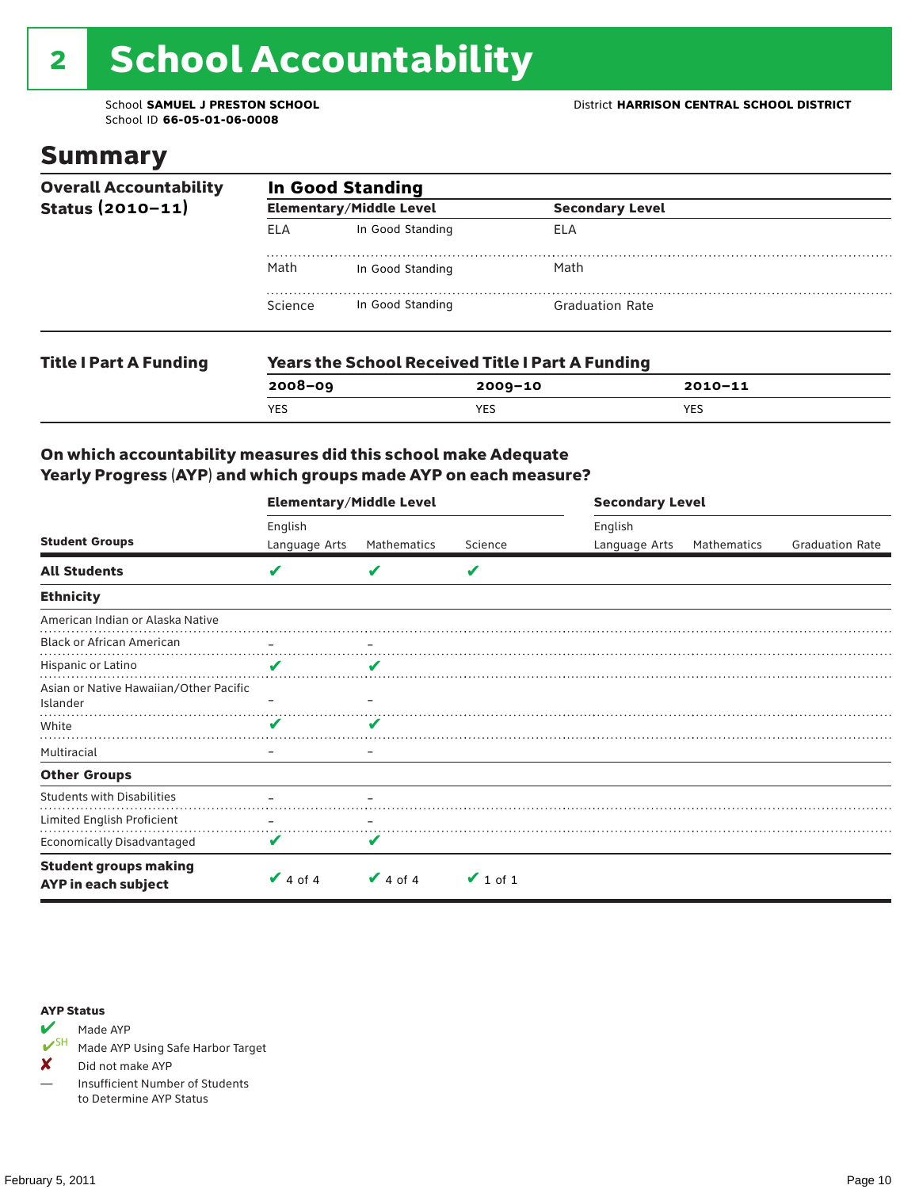# 2 School Accountability

School **SAMUEL J PRESTON SCHOOL**
School ID **66-05-01-06-0008**

District **HARRISON CENTRAL SCHOOL DISTRICT**

## Summary

**Overall Accountability Status (2010–11)**

**In Good Standing**

| Elementary/Middle Level | | Secondary Level | |
|---|---|---|---|
| ELA | In Good Standing | ELA | |
| Math | In Good Standing | Math | |
| Science | In Good Standing | Graduation Rate | |

**Title I Part A Funding**

**Years the School Received Title I Part A Funding**

| 2008–09 | 2009–10 | 2010–11 |
|---|---|---|
| YES | YES | YES |

**On which accountability measures did this school make Adequate Yearly Progress (AYP) and which groups made AYP on each measure?**

| | Elementary/Middle Level | | | Secondary Level | | |
|---|---|---|---|---|---|---|
| **Student Groups** | English Language Arts | Mathematics | Science | English Language Arts | Mathematics | Graduation Rate |
| **All Students** | ✔ | ✔ | ✔ | | | |
| **Ethnicity** | | | | | | |
| American Indian or Alaska Native | | | | | | |
| Black or African American | – | – | | | | |
| Hispanic or Latino | ✔ | ✔ | | | | |
| Asian or Native Hawaiian/Other Pacific Islander | – | – | | | | |
| White | ✔ | ✔ | | | | |
| Multiracial | – | – | | | | |
| **Other Groups** | | | | | | |
| Students with Disabilities | – | – | | | | |
| Limited English Proficient | – | – | | | | |
| Economically Disadvantaged | ✔ | ✔ | | | | |
| **Student groups making AYP in each subject** | ✔ 4 of 4 | ✔ 4 of 4 | ✔ 1 of 1 | | | |

**AYP Status**

- ✔ Made AYP
- ✔SH Made AYP Using Safe Harbor Target
- ✘ Did not make AYP
- — Insufficient Number of Students to Determine AYP Status

February 5, 2011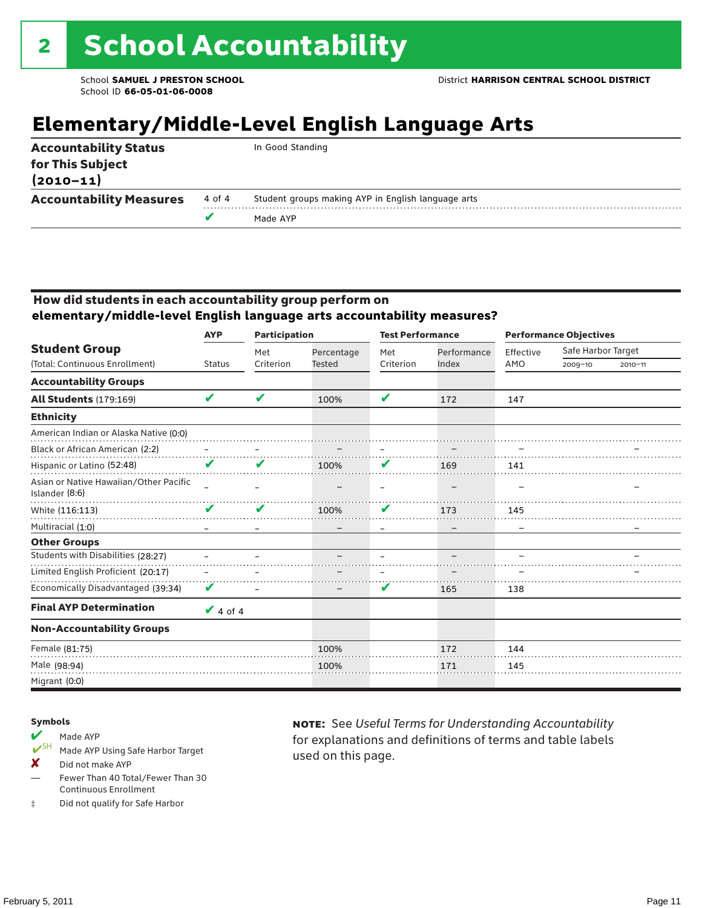# 2 School Accountability

School **SAMUEL J PRESTON SCHOOL**
School ID **66-05-01-06-0008**

District **HARRISON CENTRAL SCHOOL DISTRICT**

## Elementary/Middle-Level English Language Arts

| | | |
|---|---|---|
| **Accountability Status for This Subject (2010–11)** | | In Good Standing |
| **Accountability Measures** | 4 of 4 | Student groups making AYP in English language arts |
| | ✔ | Made AYP |

### How did students in each accountability group perform on elementary/middle-level English language arts accountability measures?

| Student Group | AYP | Participation | | Test Performance | | Performance Objectives | | |
|---|---|---|---|---|---|---|---|---|
| (Total: Continuous Enrollment) | Status | Met Criterion | Percentage Tested | Met Criterion | Performance Index | Effective AMO | Safe Harbor Target 2009–10 | Safe Harbor Target 2010–11 |
| **Accountability Groups** | | | | | | | | |
| **All Students** (179:169) | ✔ | ✔ | 100% | ✔ | 172 | 147 | | |
| **Ethnicity** | | | | | | | | |
| American Indian or Alaska Native (0:0) | | | | | | | | |
| Black or African American (2:2) | – | – | – | – | – | – | | – |
| Hispanic or Latino (52:48) | ✔ | ✔ | 100% | ✔ | 169 | 141 | | |
| Asian or Native Hawaiian/Other Pacific Islander (8:6) | – | – | – | – | – | – | | – |
| White (116:113) | ✔ | ✔ | 100% | ✔ | 173 | 145 | | |
| Multiracial (1:0) | – | – | – | – | – | – | | – |
| **Other Groups** | | | | | | | | |
| Students with Disabilities (28:27) | – | – | – | – | – | – | | – |
| Limited English Proficient (20:17) | – | – | – | – | – | – | | – |
| Economically Disadvantaged (39:34) | ✔ | – | – | ✔ | 165 | 138 | | |
| **Final AYP Determination** | ✔ 4 of 4 | | | | | | | |
| **Non-Accountability Groups** | | | | | | | | |
| Female (81:75) | | | 100% | | 172 | 144 | | |
| Male (98:94) | | | 100% | | 171 | 145 | | |
| Migrant (0:0) | | | | | | | | |

**Symbols**

- ✔ Made AYP
- ✔SH Made AYP Using Safe Harbor Target
- ✘ Did not make AYP
- — Fewer Than 40 Total/Fewer Than 30 Continuous Enrollment
- ‡ Did not qualify for Safe Harbor

**NOTE:** See *Useful Terms for Understanding Accountability* for explanations and definitions of terms and table labels used on this page.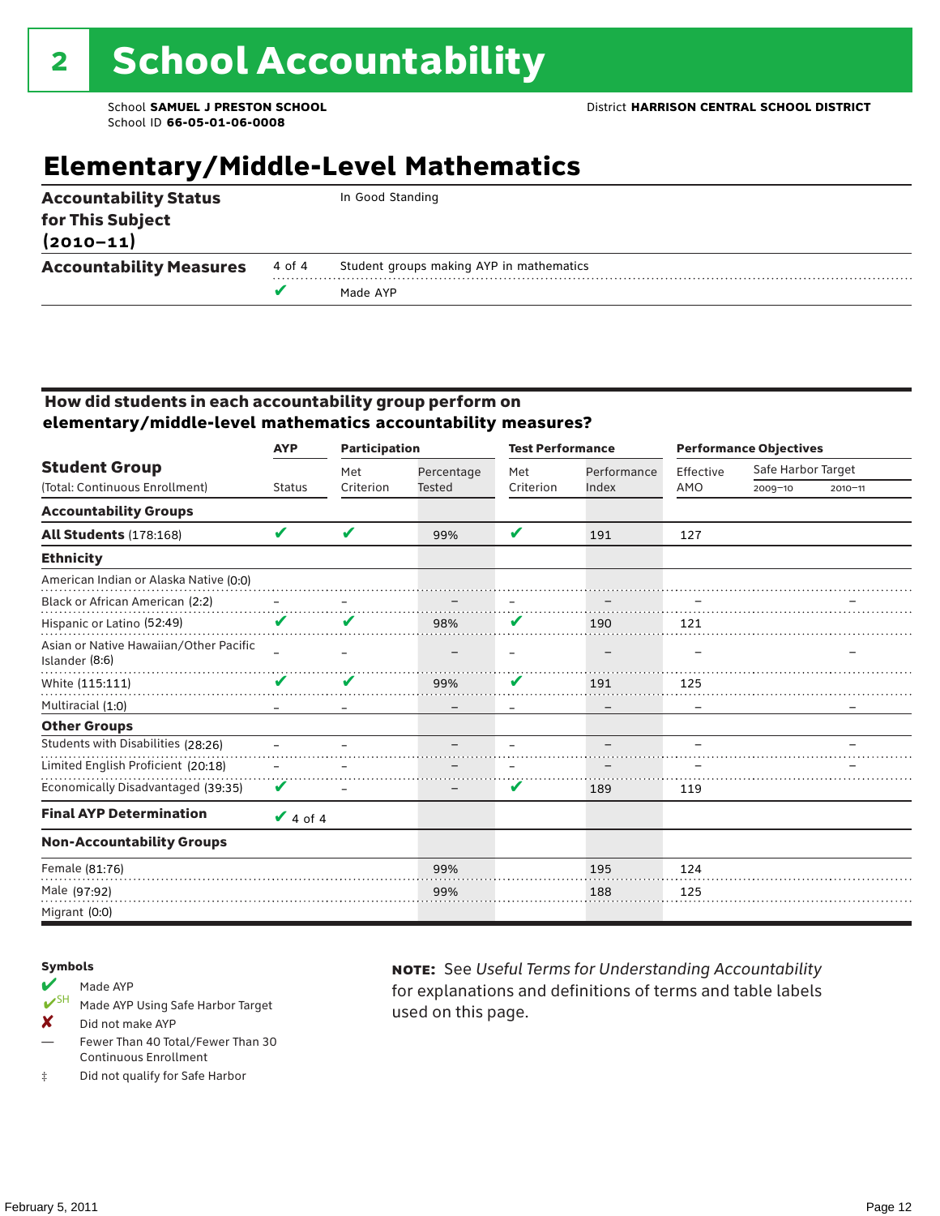# 2 School Accountability

School **SAMUEL J PRESTON SCHOOL**
School ID **66-05-01-06-0008**

District **HARRISON CENTRAL SCHOOL DISTRICT**

## Elementary/Middle-Level Mathematics

| | | |
|---|---|---|
| **Accountability Status for This Subject (2010–11)** | | In Good Standing |
| **Accountability Measures** | 4 of 4 | Student groups making AYP in mathematics |
| | ✔ | Made AYP |

### How did students in each accountability group perform on elementary/middle-level mathematics accountability measures?

| Student Group (Total: Continuous Enrollment) | AYP Status | Participation: Met Criterion | Participation: Percentage Tested | Test Performance: Met Criterion | Test Performance: Performance Index | Performance Objectives: Effective AMO | Safe Harbor Target 2009–10 | Safe Harbor Target 2010–11 |
|---|---|---|---|---|---|---|---|---|
| **Accountability Groups** | | | | | | | | |
| **All Students** (178:168) | ✔ | ✔ | 99% | ✔ | 191 | 127 | | |
| **Ethnicity** | | | | | | | | |
| American Indian or Alaska Native (0:0) | | | | | | | | |
| Black or African American (2:2) | – | – | – | – | – | – | | – |
| Hispanic or Latino (52:49) | ✔ | ✔ | 98% | ✔ | 190 | 121 | | |
| Asian or Native Hawaiian/Other Pacific Islander (8:6) | – | – | – | – | – | – | | – |
| White (115:111) | ✔ | ✔ | 99% | ✔ | 191 | 125 | | |
| Multiracial (1:0) | – | – | – | – | – | – | | – |
| **Other Groups** | | | | | | | | |
| Students with Disabilities (28:26) | – | – | – | – | – | – | | – |
| Limited English Proficient (20:18) | – | – | – | – | – | – | | – |
| Economically Disadvantaged (39:35) | ✔ | – | – | ✔ | 189 | 119 | | |
| **Final AYP Determination** | ✔ 4 of 4 | | | | | | | |
| **Non-Accountability Groups** | | | | | | | | |
| Female (81:76) | | | 99% | | 195 | 124 | | |
| Male (97:92) | | | 99% | | 188 | 125 | | |
| Migrant (0:0) | | | | | | | | |

**Symbols**

- ✔ Made AYP
- ✔SH Made AYP Using Safe Harbor Target
- ✘ Did not make AYP
- — Fewer Than 40 Total/Fewer Than 30 Continuous Enrollment
- ‡ Did not qualify for Safe Harbor

**NOTE:** See *Useful Terms for Understanding Accountability* for explanations and definitions of terms and table labels used on this page.

February 5, 2011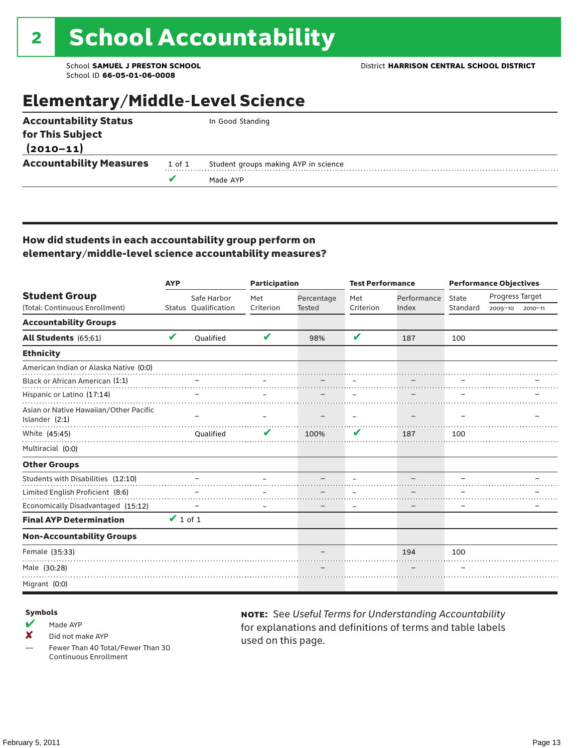# 2 School Accountability

School **SAMUEL J PRESTON SCHOOL**
School ID **66-05-01-06-0008**

District **HARRISON CENTRAL SCHOOL DISTRICT**

## Elementary/Middle-Level Science

| | | |
|---|---|---|
| **Accountability Status for This Subject (2010–11)** | | In Good Standing |
| **Accountability Measures** | 1 of 1 | Student groups making AYP in science |
| | ✔ | Made AYP |

### How did students in each accountability group perform on elementary/middle-level science accountability measures?

| Student Group (Total: Continuous Enrollment) | AYP Status | AYP Safe Harbor Qualification | Participation Met Criterion | Participation Percentage Tested | Test Performance Met Criterion | Test Performance Performance Index | Performance Objectives State Standard | Progress Target 2009–10 | Progress Target 2010–11 |
|---|---|---|---|---|---|---|---|---|---|
| **Accountability Groups** | | | | | | | | | |
| **All Students** (65:61) | ✔ | Qualified | ✔ | 98% | ✔ | 187 | 100 | | |
| **Ethnicity** | | | | | | | | | |
| American Indian or Alaska Native (0:0) | | | | | | | | | |
| Black or African American (1:1) | | – | – | – | – | – | – | | – |
| Hispanic or Latino (17:14) | | – | – | – | – | – | – | | – |
| Asian or Native Hawaiian/Other Pacific Islander (2:1) | | – | – | – | – | – | – | | – |
| White (45:45) | | Qualified | ✔ | 100% | ✔ | 187 | 100 | | |
| Multiracial (0:0) | | | | | | | | | |
| **Other Groups** | | | | | | | | | |
| Students with Disabilities (12:10) | | – | – | – | – | – | – | | – |
| Limited English Proficient (8:6) | | – | – | – | – | – | – | | – |
| Economically Disadvantaged (15:12) | | – | – | – | – | – | – | | – |
| **Final AYP Determination** | ✔ 1 of 1 | | | | | | | | |
| **Non-Accountability Groups** | | | | | | | | | |
| Female (35:33) | | | | – | | 194 | 100 | | |
| Male (30:28) | | | | – | | – | – | | |
| Migrant (0:0) | | | | | | | | | |

**Symbols**

- ✔ Made AYP
- ✘ Did not make AYP
- — Fewer Than 40 Total/Fewer Than 30 Continuous Enrollment

**NOTE:** See *Useful Terms for Understanding Accountability* for explanations and definitions of terms and table labels used on this page.

February 5, 2011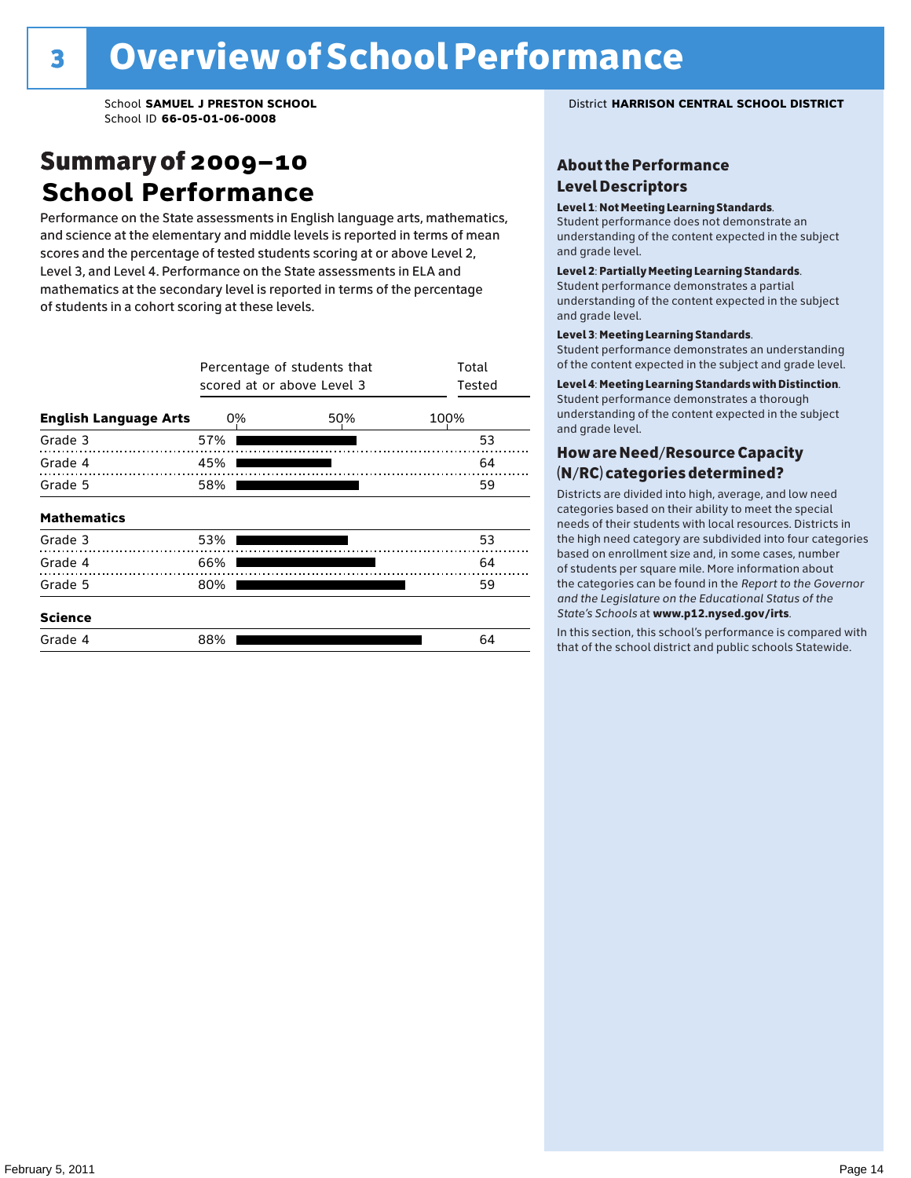# 3 Overview of School Performance

School **SAMUEL J PRESTON SCHOOL**
School ID **66-05-01-06-0008**

District **HARRISON CENTRAL SCHOOL DISTRICT**

## Summary of 2009–10 School Performance

Performance on the State assessments in English language arts, mathematics, and science at the elementary and middle levels is reported in terms of mean scores and the percentage of tested students scoring at or above Level 2, Level 3, and Level 4. Performance on the State assessments in ELA and mathematics at the secondary level is reported in terms of the percentage of students in a cohort scoring at these levels.

| | Percentage of students that scored at or above Level 3 | Total Tested |
|---|---|---|
| **English Language Arts** | | |
| Grade 3 | 57% | 53 |
| Grade 4 | 45% | 64 |
| Grade 5 | 58% | 59 |
| **Mathematics** | | |
| Grade 3 | 53% | 53 |
| Grade 4 | 66% | 64 |
| Grade 5 | 80% | 59 |
| **Science** | | |
| Grade 4 | 88% | 64 |

### About the Performance Level Descriptors

**Level 1: Not Meeting Learning Standards**. Student performance does not demonstrate an understanding of the content expected in the subject and grade level.

**Level 2: Partially Meeting Learning Standards**. Student performance demonstrates a partial understanding of the content expected in the subject and grade level.

**Level 3: Meeting Learning Standards**. Student performance demonstrates an understanding of the content expected in the subject and grade level.

**Level 4: Meeting Learning Standards with Distinction**. Student performance demonstrates a thorough understanding of the content expected in the subject and grade level.

### How are Need/Resource Capacity (N/RC) categories determined?

Districts are divided into high, average, and low need categories based on their ability to meet the special needs of their students with local resources. Districts in the high need category are subdivided into four categories based on enrollment size and, in some cases, number of students per square mile. More information about the categories can be found in the *Report to the Governor and the Legislature on the Educational Status of the State's Schools* at **www.p12.nysed.gov/irts**.

In this section, this school's performance is compared with that of the school district and public schools Statewide.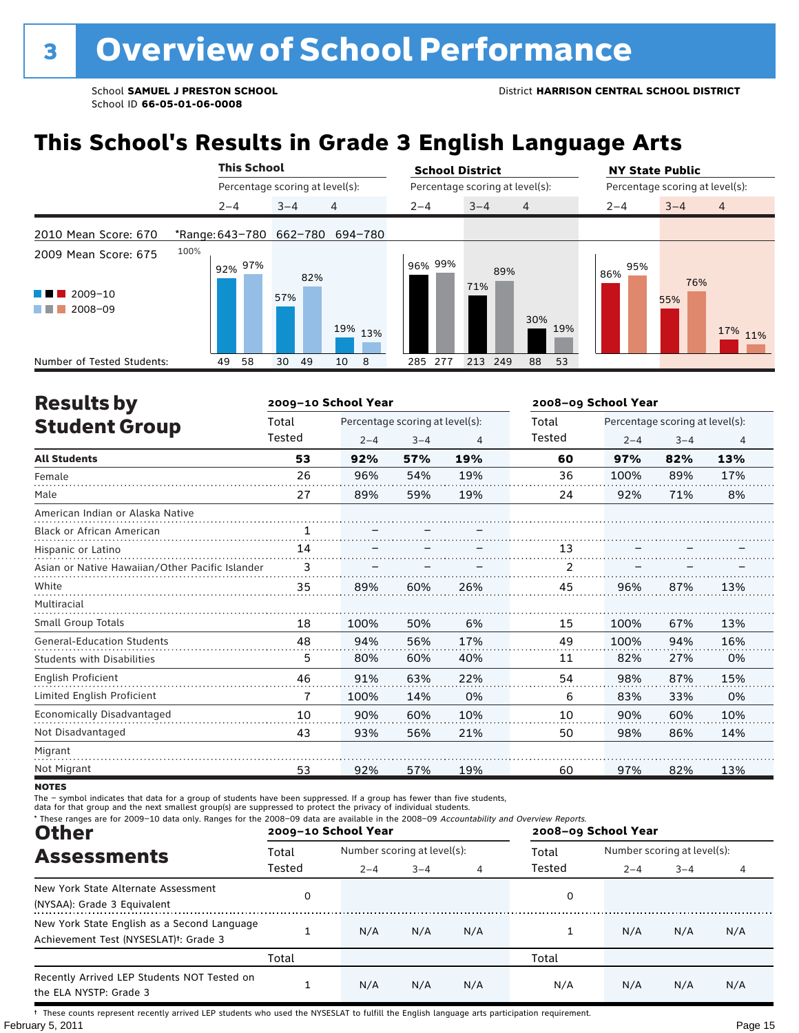# 3 Overview of School Performance

School **SAMUEL J PRESTON SCHOOL**
School ID **66-05-01-06-0008**

District **HARRISON CENTRAL SCHOOL DISTRICT**

## This School's Results in Grade 3 English Language Arts

| | This School | | | School District | | | NY State Public | | |
|---|---|---|---|---|---|---|---|---|---|
| | Percentage scoring at level(s): | | | Percentage scoring at level(s): | | | Percentage scoring at level(s): | | |
| | 2–4 | 3–4 | 4 | 2–4 | 3–4 | 4 | 2–4 | 3–4 | 4 |
| 2010 Mean Score: 670 (*Range) | 643–780 | 662–780 | 694–780 | | | | | | |
| 2009 Mean Score: 675 | | | | | | | | | |
| 2009–10 | 92% | 57% | 19% | 96% | 71% | 30% | 86% | 55% | 17% |
| 2008–09 | 97% | 82% | 13% | 99% | 89% | 19% | 95% | 76% | 11% |
| Number of Tested Students: 2009–10 | 49 | 30 | 10 | 285 | 213 | 88 | | | |
| Number of Tested Students: 2008–09 | 58 | 49 | 8 | 277 | 249 | 53 | | | |

## Results by Student Group

| | 2009–10 School Year | | | | 2008–09 School Year | | | |
|---|---|---|---|---|---|---|---|---|
| | Total Tested | Percentage scoring at level(s): 2–4 | 3–4 | 4 | Total Tested | Percentage scoring at level(s): 2–4 | 3–4 | 4 |
| **All Students** | **53** | **92%** | **57%** | **19%** | **60** | **97%** | **82%** | **13%** |
| Female | 26 | 96% | 54% | 19% | 36 | 100% | 89% | 17% |
| Male | 27 | 89% | 59% | 19% | 24 | 92% | 71% | 8% |
| American Indian or Alaska Native | | | | | | | | |
| Black or African American | 1 | – | – | – | | | | |
| Hispanic or Latino | 14 | – | – | – | 13 | – | – | – |
| Asian or Native Hawaiian/Other Pacific Islander | 3 | – | – | – | 2 | – | – | – |
| White | 35 | 89% | 60% | 26% | 45 | 96% | 87% | 13% |
| Multiracial | | | | | | | | |
| Small Group Totals | 18 | 100% | 50% | 6% | 15 | 100% | 67% | 13% |
| General-Education Students | 48 | 94% | 56% | 17% | 49 | 100% | 94% | 16% |
| Students with Disabilities | 5 | 80% | 60% | 40% | 11 | 82% | 27% | 0% |
| English Proficient | 46 | 91% | 63% | 22% | 54 | 98% | 87% | 15% |
| Limited English Proficient | 7 | 100% | 14% | 0% | 6 | 83% | 33% | 0% |
| Economically Disadvantaged | 10 | 90% | 60% | 10% | 10 | 90% | 60% | 10% |
| Not Disadvantaged | 43 | 93% | 56% | 21% | 50 | 98% | 86% | 14% |
| Migrant | | | | | | | | |
| Not Migrant | 53 | 92% | 57% | 19% | 60 | 97% | 82% | 13% |

**NOTES**

The – symbol indicates that data for a group of students have been suppressed. If a group has fewer than five students, data for that group and the next smallest group(s) are suppressed to protect the privacy of individual students.

\* These ranges are for 2009–10 data only. Ranges for the 2008–09 data are available in the 2008–09 *Accountability and Overview Reports.*

## Other Assessments

| | 2009–10 School Year | | | | 2008–09 School Year | | | |
|---|---|---|---|---|---|---|---|---|
| | Total Tested | Number scoring at level(s): 2–4 | 3–4 | 4 | Total Tested | Number scoring at level(s): 2–4 | 3–4 | 4 |
| New York State Alternate Assessment (NYSAA): Grade 3 Equivalent | 0 | | | | 0 | | | |
| New York State English as a Second Language Achievement Test (NYSESLAT)†: Grade 3 | 1 | N/A | N/A | N/A | 1 | N/A | N/A | N/A |
| | Total | | | | Total | | | |
| Recently Arrived LEP Students NOT Tested on the ELA NYSTP: Grade 3 | 1 | N/A | N/A | N/A | N/A | N/A | N/A | N/A |

† These counts represent recently arrived LEP students who used the NYSESLAT to fulfill the English language arts participation requirement.

February 5, 2011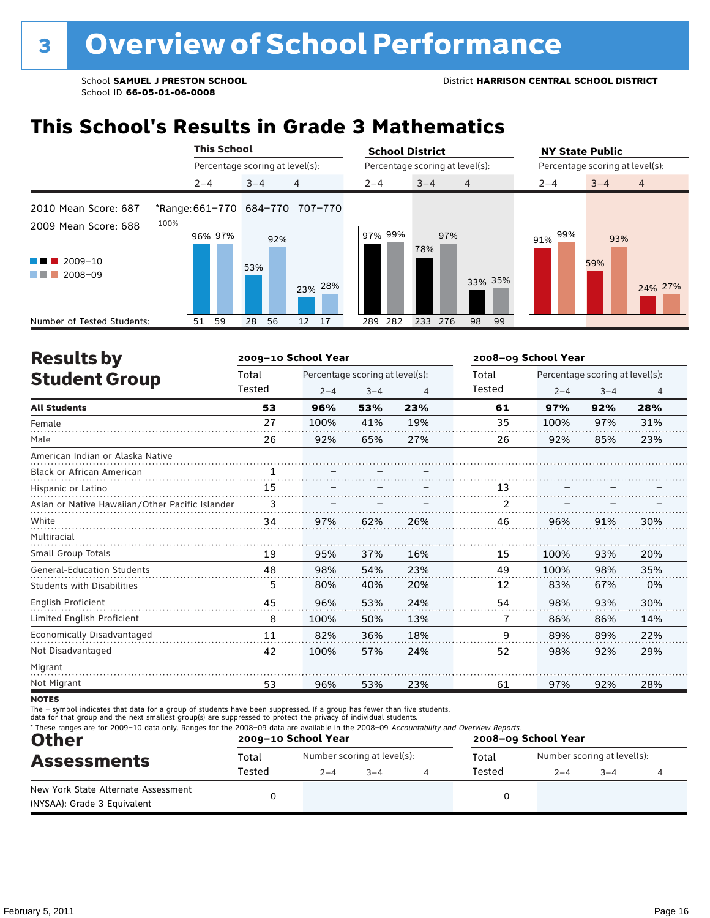# 3 Overview of School Performance

School **SAMUEL J PRESTON SCHOOL**
School ID **66-05-01-06-0008**

District **HARRISON CENTRAL SCHOOL DISTRICT**

## This School's Results in Grade 3 Mathematics

| | This School | | | School District | | | NY State Public | | |
|---|---|---|---|---|---|---|---|---|---|
| | Percentage scoring at level(s): | | | Percentage scoring at level(s): | | | Percentage scoring at level(s): | | |
| | 2–4 | 3–4 | 4 | 2–4 | 3–4 | 4 | 2–4 | 3–4 | 4 |
| 2010 Mean Score: 687 | *Range: 661–770 | 684–770 | 707–770 | | | | | | |
| 2009 Mean Score: 688 | | | | | | | | | |
| 2009–10 | 96% | 53% | 23% | 97% | 78% | 33% | 91% | 59% | 24% |
| 2008–09 | 97% | 92% | 28% | 99% | 97% | 35% | 99% | 93% | 27% |
| Number of Tested Students: 2009–10 | 51 | 28 | 12 | 289 | 233 | 98 | | | |
| Number of Tested Students: 2008–09 | 59 | 56 | 17 | 282 | 276 | 99 | | | |

## Results by Student Group

| | 2009–10 School Year | | | | 2008–09 School Year | | | |
|---|---|---|---|---|---|---|---|---|
| | Total Tested | Percentage scoring at level(s): 2–4 | 3–4 | 4 | Total Tested | Percentage scoring at level(s): 2–4 | 3–4 | 4 |
| **All Students** | **53** | **96%** | **53%** | **23%** | **61** | **97%** | **92%** | **28%** |
| Female | 27 | 100% | 41% | 19% | 35 | 100% | 97% | 31% |
| Male | 26 | 92% | 65% | 27% | 26 | 92% | 85% | 23% |
| American Indian or Alaska Native | | | | | | | | |
| Black or African American | 1 | – | – | – | | | | |
| Hispanic or Latino | 15 | – | – | – | 13 | – | – | – |
| Asian or Native Hawaiian/Other Pacific Islander | 3 | – | – | – | 2 | – | – | – |
| White | 34 | 97% | 62% | 26% | 46 | 96% | 91% | 30% |
| Multiracial | | | | | | | | |
| Small Group Totals | 19 | 95% | 37% | 16% | 15 | 100% | 93% | 20% |
| General-Education Students | 48 | 98% | 54% | 23% | 49 | 100% | 98% | 35% |
| Students with Disabilities | 5 | 80% | 40% | 20% | 12 | 83% | 67% | 0% |
| English Proficient | 45 | 96% | 53% | 24% | 54 | 98% | 93% | 30% |
| Limited English Proficient | 8 | 100% | 50% | 13% | 7 | 86% | 86% | 14% |
| Economically Disadvantaged | 11 | 82% | 36% | 18% | 9 | 89% | 89% | 22% |
| Not Disadvantaged | 42 | 100% | 57% | 24% | 52 | 98% | 92% | 29% |
| Migrant | | | | | | | | |
| Not Migrant | 53 | 96% | 53% | 23% | 61 | 97% | 92% | 28% |

**NOTES**

The – symbol indicates that data for a group of students have been suppressed. If a group has fewer than five students, data for that group and the next smallest group(s) are suppressed to protect the privacy of individual students.

* These ranges are for 2009–10 data only. Ranges for the 2008–09 data are available in the 2008–09 *Accountability and Overview Reports.*

## Other Assessments

| | 2009–10 School Year | | | | 2008–09 School Year | | | |
|---|---|---|---|---|---|---|---|---|
| | Total Tested | Number scoring at level(s): 2–4 | 3–4 | 4 | Total Tested | Number scoring at level(s): 2–4 | 3–4 | 4 |
| New York State Alternate Assessment (NYSAA): Grade 3 Equivalent | 0 | | | | 0 | | | |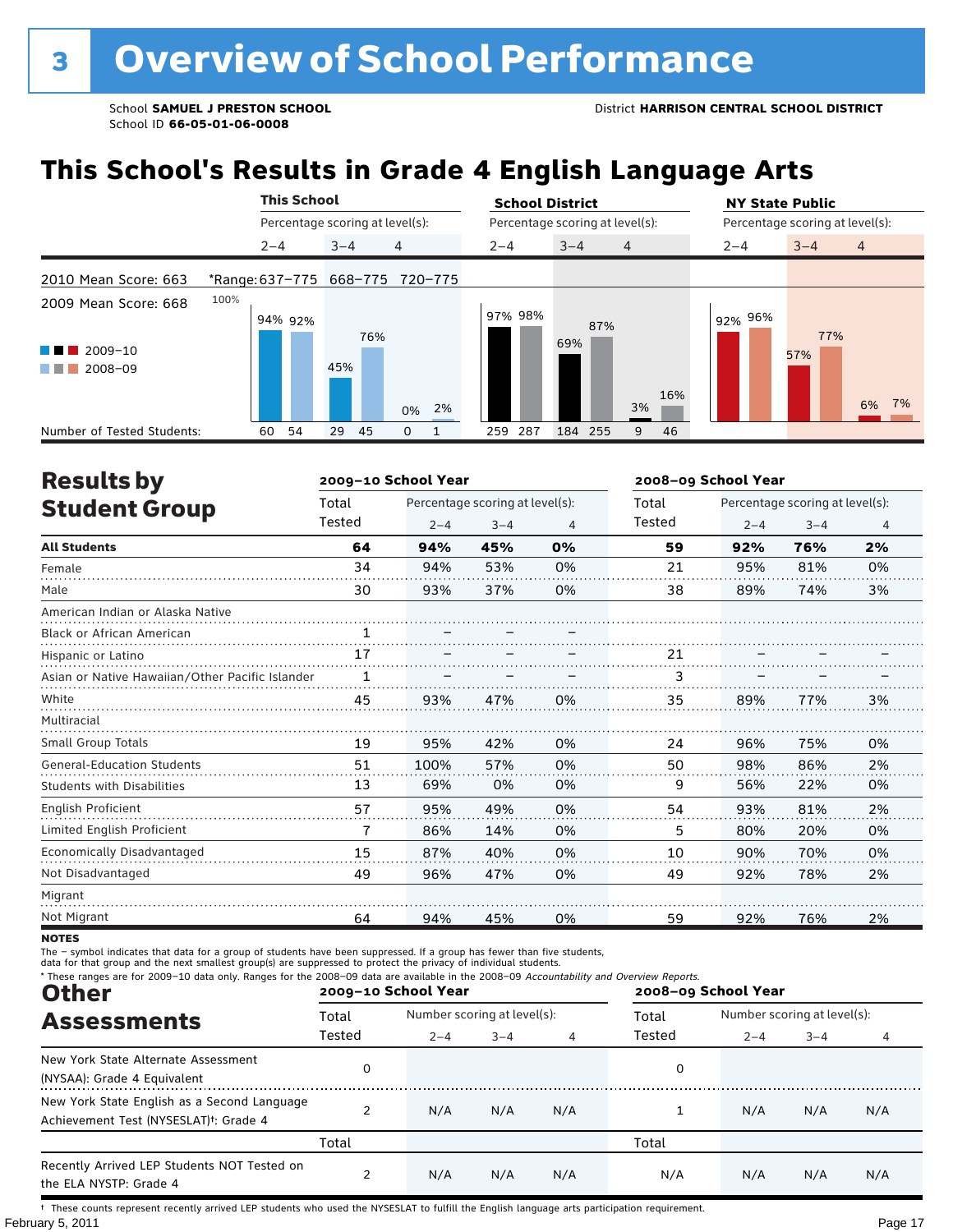# 3 Overview of School Performance

School **SAMUEL J PRESTON SCHOOL**
School ID **66-05-01-06-0008**

District **HARRISON CENTRAL SCHOOL DISTRICT**

## This School's Results in Grade 4 English Language Arts

2010 Mean Score: 663
2009 Mean Score: 668

| | This School 2–4 | | This School 3–4 | | This School 4 | | School District 2–4 | | School District 3–4 | | School District 4 | | NY State Public 2–4 | | NY State Public 3–4 | | NY State Public 4 | |
|---|---|---|---|---|---|---|---|---|---|---|---|---|---|---|---|---|---|---|
| *Range | 637–775 | | 668–775 | | 720–775 | | | | | | | | | | | | | |
| | 2009–10 | 2008–09 | 2009–10 | 2008–09 | 2009–10 | 2008–09 | 2009–10 | 2008–09 | 2009–10 | 2008–09 | 2009–10 | 2008–09 | 2009–10 | 2008–09 | 2009–10 | 2008–09 | 2009–10 | 2008–09 |
| Percentage | 94% | 92% | 45% | 76% | 0% | 2% | 97% | 98% | 69% | 87% | 3% | 16% | 92% | 96% | 57% | 77% | 6% | 7% |
| Number of Tested Students | 60 | 54 | 29 | 45 | 0 | 1 | 259 | 287 | 184 | 255 | 9 | 46 | | | | | | |

## Results by Student Group

| | 2009–10 Total Tested | 2009–10 2–4 | 2009–10 3–4 | 2009–10 4 | 2008–09 Total Tested | 2008–09 2–4 | 2008–09 3–4 | 2008–09 4 |
|---|---|---|---|---|---|---|---|---|
| **All Students** | **64** | **94%** | **45%** | **0%** | **59** | **92%** | **76%** | **2%** |
| Female | 34 | 94% | 53% | 0% | 21 | 95% | 81% | 0% |
| Male | 30 | 93% | 37% | 0% | 38 | 89% | 74% | 3% |
| American Indian or Alaska Native | | | | | | | | |
| Black or African American | 1 | – | – | – | | | | |
| Hispanic or Latino | 17 | – | – | – | 21 | – | – | – |
| Asian or Native Hawaiian/Other Pacific Islander | 1 | – | – | – | 3 | – | – | – |
| White | 45 | 93% | 47% | 0% | 35 | 89% | 77% | 3% |
| Multiracial | | | | | | | | |
| Small Group Totals | 19 | 95% | 42% | 0% | 24 | 96% | 75% | 0% |
| General-Education Students | 51 | 100% | 57% | 0% | 50 | 98% | 86% | 2% |
| Students with Disabilities | 13 | 69% | 0% | 0% | 9 | 56% | 22% | 0% |
| English Proficient | 57 | 95% | 49% | 0% | 54 | 93% | 81% | 2% |
| Limited English Proficient | 7 | 86% | 14% | 0% | 5 | 80% | 20% | 0% |
| Economically Disadvantaged | 15 | 87% | 40% | 0% | 10 | 90% | 70% | 0% |
| Not Disadvantaged | 49 | 96% | 47% | 0% | 49 | 92% | 78% | 2% |
| Migrant | | | | | | | | |
| Not Migrant | 64 | 94% | 45% | 0% | 59 | 92% | 76% | 2% |

**NOTES**

The – symbol indicates that data for a group of students have been suppressed. If a group has fewer than five students, data for that group and the next smallest group(s) are suppressed to protect the privacy of individual students.

\* These ranges are for 2009–10 data only. Ranges for the 2008–09 data are available in the 2008–09 *Accountability and Overview Reports*.

## Other Assessments

| | 2009–10 Total Tested | 2009–10 2–4 | 2009–10 3–4 | 2009–10 4 | 2008–09 Total Tested | 2008–09 2–4 | 2008–09 3–4 | 2008–09 4 |
|---|---|---|---|---|---|---|---|---|
| New York State Alternate Assessment (NYSAA): Grade 4 Equivalent | 0 | | | | 0 | | | |
| New York State English as a Second Language Achievement Test (NYSESLAT)†: Grade 4 | 2 | N/A | N/A | N/A | 1 | N/A | N/A | N/A |
| | Total | | | | Total | | | |
| Recently Arrived LEP Students NOT Tested on the ELA NYSTP: Grade 4 | 2 | N/A | N/A | N/A | N/A | N/A | N/A | N/A |

† These counts represent recently arrived LEP students who used the NYSESLAT to fulfill the English language arts participation requirement.

February 5, 2011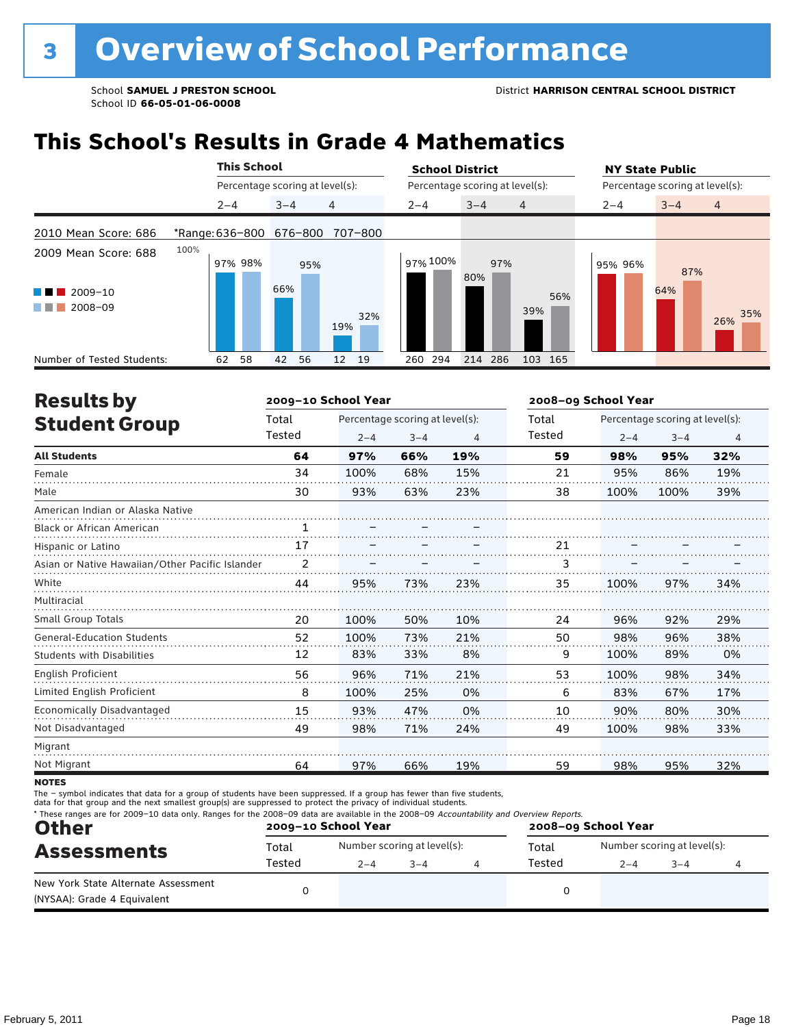# 3 Overview of School Performance

School **SAMUEL J PRESTON SCHOOL**
School ID **66-05-01-06-0008**

District **HARRISON CENTRAL SCHOOL DISTRICT**

## This School's Results in Grade 4 Mathematics

2010 Mean Score: 686

2009 Mean Score: 688

*Range: 2–4: 636–800; 3–4: 676–800; 4: 707–800

| | This School | | | School District | | | NY State Public | | |
|---|---|---|---|---|---|---|---|---|---|
| Percentage scoring at level(s): | 2–4 | 3–4 | 4 | 2–4 | 3–4 | 4 | 2–4 | 3–4 | 4 |
| 2009–10 | 97% | 66% | 19% | 97% | 80% | 39% | 95% | 64% | 26% |
| 2008–09 | 98% | 95% | 32% | 100% | 97% | 56% | 96% | 87% | 35% |
| Number of Tested Students: 2009–10 | 62 | 42 | 12 | 260 | 214 | 103 | | | |
| Number of Tested Students: 2008–09 | 58 | 56 | 19 | 294 | 286 | 165 | | | |

## Results by Student Group

| | 2009–10 School Year | | | | 2008–09 School Year | | | |
|---|---|---|---|---|---|---|---|---|
| | Total Tested | Percentage scoring at level(s): 2–4 | 3–4 | 4 | Total Tested | Percentage scoring at level(s): 2–4 | 3–4 | 4 |
| **All Students** | **64** | **97%** | **66%** | **19%** | **59** | **98%** | **95%** | **32%** |
| Female | 34 | 100% | 68% | 15% | 21 | 95% | 86% | 19% |
| Male | 30 | 93% | 63% | 23% | 38 | 100% | 100% | 39% |
| American Indian or Alaska Native | | | | | | | | |
| Black or African American | 1 | – | – | – | | | | |
| Hispanic or Latino | 17 | – | – | – | 21 | – | – | – |
| Asian or Native Hawaiian/Other Pacific Islander | 2 | – | – | – | 3 | – | – | – |
| White | 44 | 95% | 73% | 23% | 35 | 100% | 97% | 34% |
| Multiracial | | | | | | | | |
| Small Group Totals | 20 | 100% | 50% | 10% | 24 | 96% | 92% | 29% |
| General-Education Students | 52 | 100% | 73% | 21% | 50 | 98% | 96% | 38% |
| Students with Disabilities | 12 | 83% | 33% | 8% | 9 | 100% | 89% | 0% |
| English Proficient | 56 | 96% | 71% | 21% | 53 | 100% | 98% | 34% |
| Limited English Proficient | 8 | 100% | 25% | 0% | 6 | 83% | 67% | 17% |
| Economically Disadvantaged | 15 | 93% | 47% | 0% | 10 | 90% | 80% | 30% |
| Not Disadvantaged | 49 | 98% | 71% | 24% | 49 | 100% | 98% | 33% |
| Migrant | | | | | | | | |
| Not Migrant | 64 | 97% | 66% | 19% | 59 | 98% | 95% | 32% |

**NOTES**

The – symbol indicates that data for a group of students have been suppressed. If a group has fewer than five students, data for that group and the next smallest group(s) are suppressed to protect the privacy of individual students.

* These ranges are for 2009–10 data only. Ranges for the 2008–09 data are available in the 2008–09 *Accountability and Overview Reports.*

## Other Assessments

| | 2009–10 School Year | | | | 2008–09 School Year | | | |
|---|---|---|---|---|---|---|---|---|
| | Total Tested | Number scoring at level(s): 2–4 | 3–4 | 4 | Total Tested | Number scoring at level(s): 2–4 | 3–4 | 4 |
| New York State Alternate Assessment (NYSAA): Grade 4 Equivalent | 0 | | | | 0 | | | |

February 5, 2011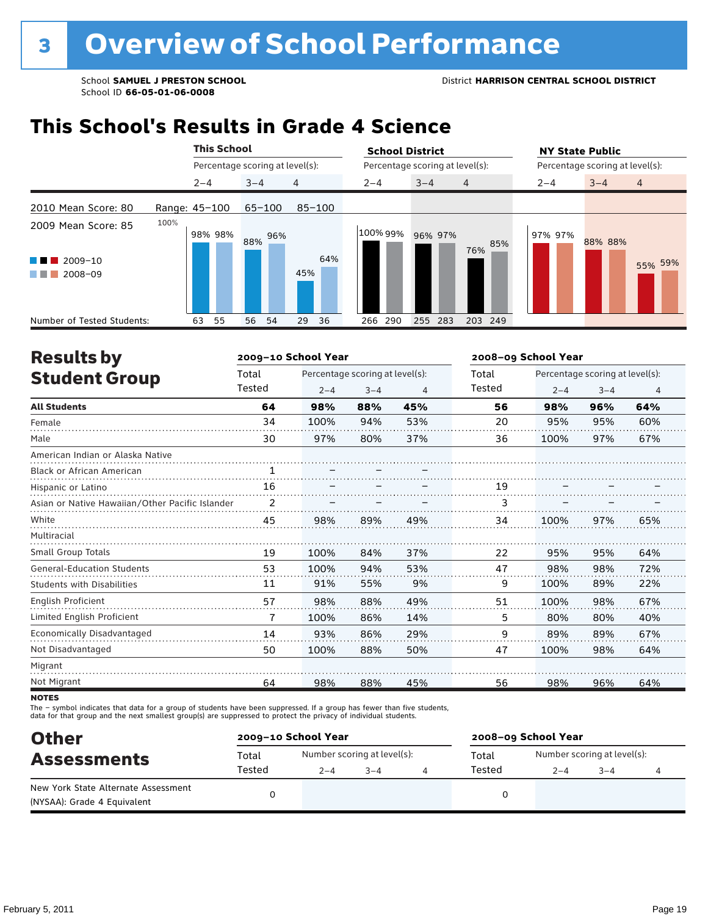# 3 Overview of School Performance

School **SAMUEL J PRESTON SCHOOL**
School ID **66-05-01-06-0008**

District **HARRISON CENTRAL SCHOOL DISTRICT**

## This School's Results in Grade 4 Science

2010 Mean Score: 80
2009 Mean Score: 85

Range: 45–100 (2–4), 65–100 (3–4), 85–100 (4)

| | This School 2–4 | | This School 3–4 | | This School 4 | | School District 2–4 | | School District 3–4 | | School District 4 | | NY State Public 2–4 | | NY State Public 3–4 | | NY State Public 4 | |
|---|---|---|---|---|---|---|---|---|---|---|---|---|---|---|---|---|---|---|
| | 2009–10 | 2008–09 | 2009–10 | 2008–09 | 2009–10 | 2008–09 | 2009–10 | 2008–09 | 2009–10 | 2008–09 | 2009–10 | 2008–09 | 2009–10 | 2008–09 | 2009–10 | 2008–09 | 2009–10 | 2008–09 |
| Percentage | 98% | 98% | 88% | 96% | 45% | 64% | 100% | 99% | 96% | 97% | 76% | 85% | 97% | 97% | 88% | 88% | 55% | 59% |
| Number of Tested Students | 63 | 55 | 56 | 54 | 29 | 36 | 266 | 290 | 255 | 283 | 203 | 249 | | | | | | |

## Results by Student Group

| | 2009–10 Total Tested | 2009–10 2–4 | 2009–10 3–4 | 2009–10 4 | 2008–09 Total Tested | 2008–09 2–4 | 2008–09 3–4 | 2008–09 4 |
|---|---|---|---|---|---|---|---|---|
| **All Students** | **64** | **98%** | **88%** | **45%** | **56** | **98%** | **96%** | **64%** |
| Female | 34 | 100% | 94% | 53% | 20 | 95% | 95% | 60% |
| Male | 30 | 97% | 80% | 37% | 36 | 100% | 97% | 67% |
| American Indian or Alaska Native | | | | | | | | |
| Black or African American | 1 | – | – | – | | | | |
| Hispanic or Latino | 16 | – | – | – | 19 | – | – | – |
| Asian or Native Hawaiian/Other Pacific Islander | 2 | – | – | – | 3 | – | – | – |
| White | 45 | 98% | 89% | 49% | 34 | 100% | 97% | 65% |
| Multiracial | | | | | | | | |
| Small Group Totals | 19 | 100% | 84% | 37% | 22 | 95% | 95% | 64% |
| General-Education Students | 53 | 100% | 94% | 53% | 47 | 98% | 98% | 72% |
| Students with Disabilities | 11 | 91% | 55% | 9% | 9 | 100% | 89% | 22% |
| English Proficient | 57 | 98% | 88% | 49% | 51 | 100% | 98% | 67% |
| Limited English Proficient | 7 | 100% | 86% | 14% | 5 | 80% | 80% | 40% |
| Economically Disadvantaged | 14 | 93% | 86% | 29% | 9 | 89% | 89% | 67% |
| Not Disadvantaged | 50 | 100% | 88% | 50% | 47 | 100% | 98% | 64% |
| Migrant | | | | | | | | |
| Not Migrant | 64 | 98% | 88% | 45% | 56 | 98% | 96% | 64% |

**NOTES**
The – symbol indicates that data for a group of students have been suppressed. If a group has fewer than five students, data for that group and the next smallest group(s) are suppressed to protect the privacy of individual students.

## Other Assessments

| | 2009–10 Total Tested | 2009–10 2–4 | 2009–10 3–4 | 2009–10 4 | 2008–09 Total Tested | 2008–09 2–4 | 2008–09 3–4 | 2008–09 4 |
|---|---|---|---|---|---|---|---|---|
| New York State Alternate Assessment (NYSAA): Grade 4 Equivalent | 0 | | | | 0 | | | |

February 5, 2011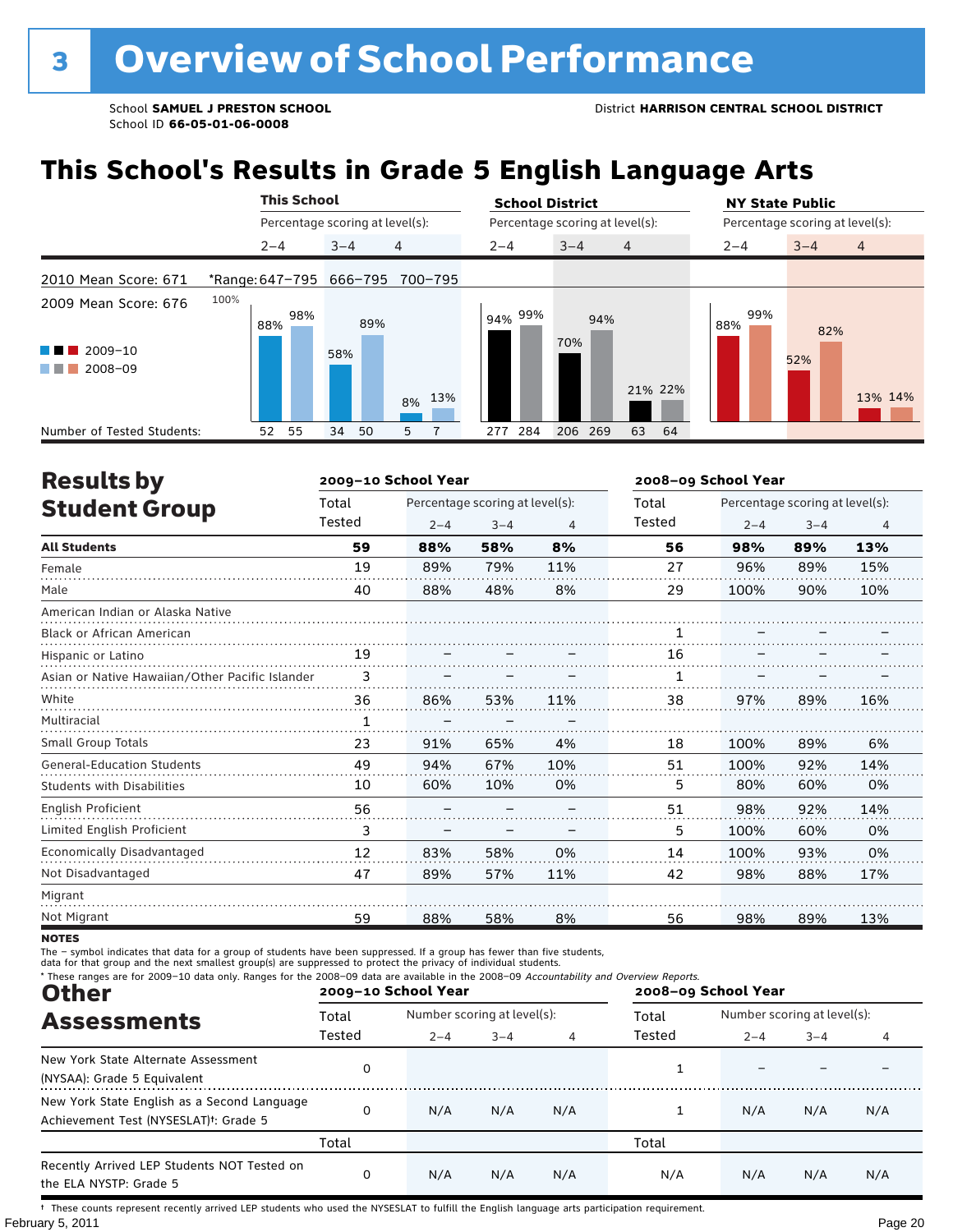# 3 Overview of School Performance

School **SAMUEL J PRESTON SCHOOL**
School ID **66-05-01-06-0008**

District **HARRISON CENTRAL SCHOOL DISTRICT**

## This School's Results in Grade 5 English Language Arts

2010 Mean Score: 671
2009 Mean Score: 676

*Range: 647–795 (2–4), 666–795 (3–4), 700–795 (4)

| | This School 2–4 | This School 3–4 | This School 4 | School District 2–4 | School District 3–4 | School District 4 | NY State Public 2–4 | NY State Public 3–4 | NY State Public 4 |
|---|---|---|---|---|---|---|---|---|---|
| 2009–10 | 88% | 58% | 8% | 94% | 70% | 21% | 88% | 52% | 13% |
| 2008–09 | 98% | 89% | 13% | 99% | 94% | 22% | 99% | 82% | 14% |
| Number of Tested Students 2009–10 | 52 | 34 | 5 | 277 | 206 | 63 | | | |
| Number of Tested Students 2008–09 | 55 | 50 | 7 | 284 | 269 | 64 | | | |

## Results by Student Group

| | 2009–10 School Year | | | | 2008–09 School Year | | | |
|---|---|---|---|---|---|---|---|---|
| | Total Tested | Percentage scoring at level(s): 2–4 | 3–4 | 4 | Total Tested | Percentage scoring at level(s): 2–4 | 3–4 | 4 |
| **All Students** | **59** | **88%** | **58%** | **8%** | **56** | **98%** | **89%** | **13%** |
| Female | 19 | 89% | 79% | 11% | 27 | 96% | 89% | 15% |
| Male | 40 | 88% | 48% | 8% | 29 | 100% | 90% | 10% |
| American Indian or Alaska Native | | | | | | | | |
| Black or African American | | | | | 1 | – | – | – |
| Hispanic or Latino | 19 | – | – | – | 16 | – | – | – |
| Asian or Native Hawaiian/Other Pacific Islander | 3 | – | – | – | 1 | – | – | – |
| White | 36 | 86% | 53% | 11% | 38 | 97% | 89% | 16% |
| Multiracial | 1 | – | – | – | | | | |
| Small Group Totals | 23 | 91% | 65% | 4% | 18 | 100% | 89% | 6% |
| General-Education Students | 49 | 94% | 67% | 10% | 51 | 100% | 92% | 14% |
| Students with Disabilities | 10 | 60% | 10% | 0% | 5 | 80% | 60% | 0% |
| English Proficient | 56 | – | – | – | 51 | 98% | 92% | 14% |
| Limited English Proficient | 3 | – | – | – | 5 | 100% | 60% | 0% |
| Economically Disadvantaged | 12 | 83% | 58% | 0% | 14 | 100% | 93% | 0% |
| Not Disadvantaged | 47 | 89% | 57% | 11% | 42 | 98% | 88% | 17% |
| Migrant | | | | | | | | |
| Not Migrant | 59 | 88% | 58% | 8% | 56 | 98% | 89% | 13% |

**NOTES**

The – symbol indicates that data for a group of students have been suppressed. If a group has fewer than five students, data for that group and the next smallest group(s) are suppressed to protect the privacy of individual students.

\* These ranges are for 2009–10 data only. Ranges for the 2008–09 data are available in the 2008–09 *Accountability and Overview Reports.*

## Other Assessments

| | 2009–10 School Year | | | | 2008–09 School Year | | | |
|---|---|---|---|---|---|---|---|---|
| | Total Tested | Number scoring at level(s): 2–4 | 3–4 | 4 | Total Tested | Number scoring at level(s): 2–4 | 3–4 | 4 |
| New York State Alternate Assessment (NYSAA): Grade 5 Equivalent | 0 | | | | 1 | – | – | – |
| New York State English as a Second Language Achievement Test (NYSESLAT)†: Grade 5 | 0 | N/A | N/A | N/A | 1 | N/A | N/A | N/A |
| | Total | | | | Total | | | |
| Recently Arrived LEP Students NOT Tested on the ELA NYSTP: Grade 5 | 0 | N/A | N/A | N/A | N/A | N/A | N/A | N/A |

† These counts represent recently arrived LEP students who used the NYSESLAT to fulfill the English language arts participation requirement.

February 5, 2011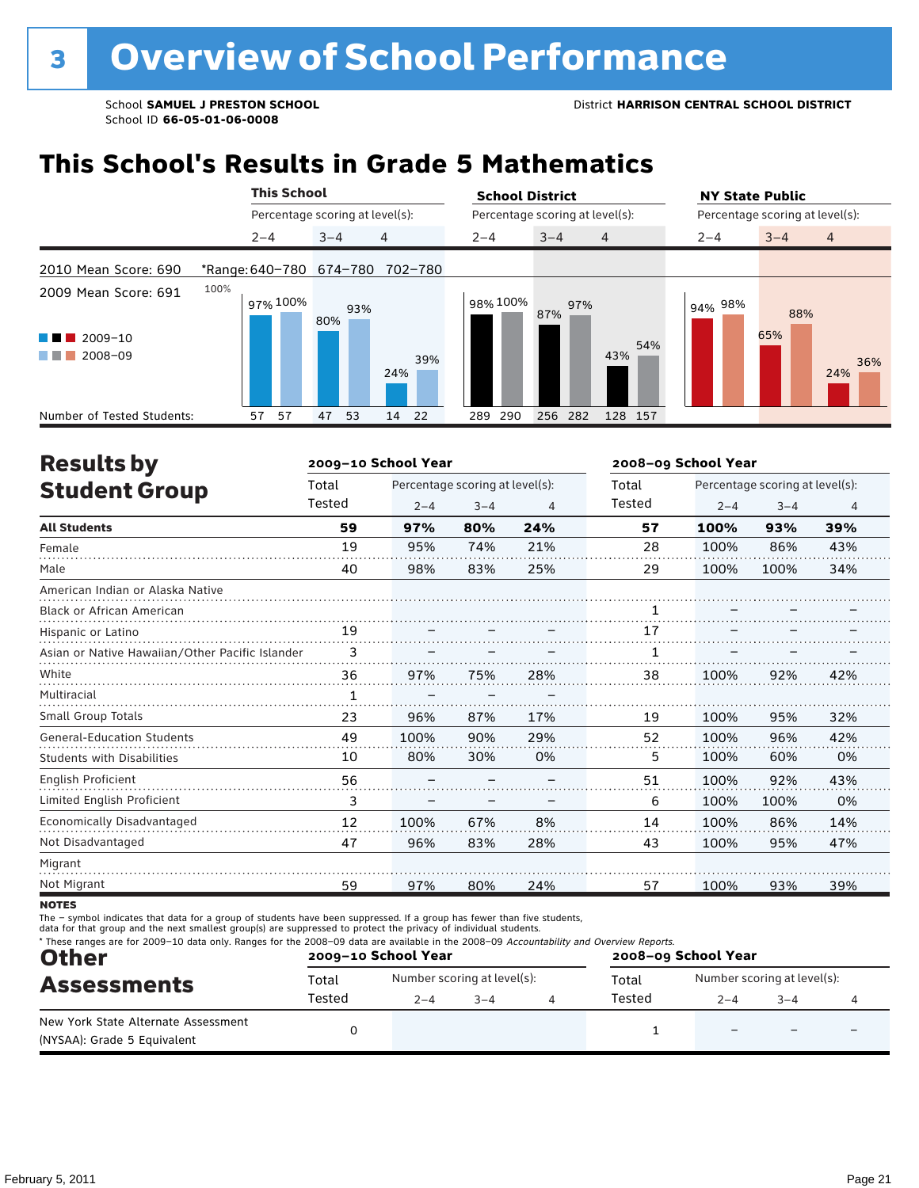# 3 Overview of School Performance

School **SAMUEL J PRESTON SCHOOL**
School ID **66-05-01-06-0008**

District **HARRISON CENTRAL SCHOOL DISTRICT**

## This School's Results in Grade 5 Mathematics

This School — Percentage scoring at level(s): 2–4, 3–4, 4
School District — Percentage scoring at level(s): 2–4, 3–4, 4
NY State Public — Percentage scoring at level(s): 2–4, 3–4, 4

2010 Mean Score: 690 — *Range: 640–780 674–780 702–780
2009 Mean Score: 691

2009–10
2008–09

100%

This School: 97% 100% 80% 93% 24% 39%
School District: 98% 100% 87% 97% 43% 54%
NY State Public: 94% 98% 65% 88% 24% 36%

Number of Tested Students: 57 57 47 53 14 22 289 290 256 282 128 157

## Results by Student Group

| | 2009–10 School Year | | | | 2008–09 School Year | | | |
|---|---|---|---|---|---|---|---|---|
| | Total Tested | Percentage scoring at level(s): 2–4 | 3–4 | 4 | Total Tested | Percentage scoring at level(s): 2–4 | 3–4 | 4 |
| **All Students** | **59** | **97%** | **80%** | **24%** | **57** | **100%** | **93%** | **39%** |
| Female | 19 | 95% | 74% | 21% | 28 | 100% | 86% | 43% |
| Male | 40 | 98% | 83% | 25% | 29 | 100% | 100% | 34% |
| American Indian or Alaska Native | | | | | | | | |
| Black or African American | | | | | 1 | – | – | – |
| Hispanic or Latino | 19 | – | – | – | 17 | – | – | – |
| Asian or Native Hawaiian/Other Pacific Islander | 3 | – | – | – | 1 | – | – | – |
| White | 36 | 97% | 75% | 28% | 38 | 100% | 92% | 42% |
| Multiracial | 1 | – | – | – | | | | |
| Small Group Totals | 23 | 96% | 87% | 17% | 19 | 100% | 95% | 32% |
| General-Education Students | 49 | 100% | 90% | 29% | 52 | 100% | 96% | 42% |
| Students with Disabilities | 10 | 80% | 30% | 0% | 5 | 100% | 60% | 0% |
| English Proficient | 56 | – | – | – | 51 | 100% | 92% | 43% |
| Limited English Proficient | 3 | – | – | – | 6 | 100% | 100% | 0% |
| Economically Disadvantaged | 12 | 100% | 67% | 8% | 14 | 100% | 86% | 14% |
| Not Disadvantaged | 47 | 96% | 83% | 28% | 43 | 100% | 95% | 47% |
| Migrant | | | | | | | | |
| Not Migrant | 59 | 97% | 80% | 24% | 57 | 100% | 93% | 39% |

**NOTES**

The – symbol indicates that data for a group of students have been suppressed. If a group has fewer than five students, data for that group and the next smallest group(s) are suppressed to protect the privacy of individual students.
* These ranges are for 2009–10 data only. Ranges for the 2008–09 data are available in the 2008–09 *Accountability and Overview Reports.*

## Other Assessments

| | 2009–10 School Year | | | | 2008–09 School Year | | | |
|---|---|---|---|---|---|---|---|---|
| | Total Tested | Number scoring at level(s): 2–4 | 3–4 | 4 | Total Tested | Number scoring at level(s): 2–4 | 3–4 | 4 |
| New York State Alternate Assessment (NYSAA): Grade 5 Equivalent | 0 | | | | 1 | – | – | – |

February 5, 2011